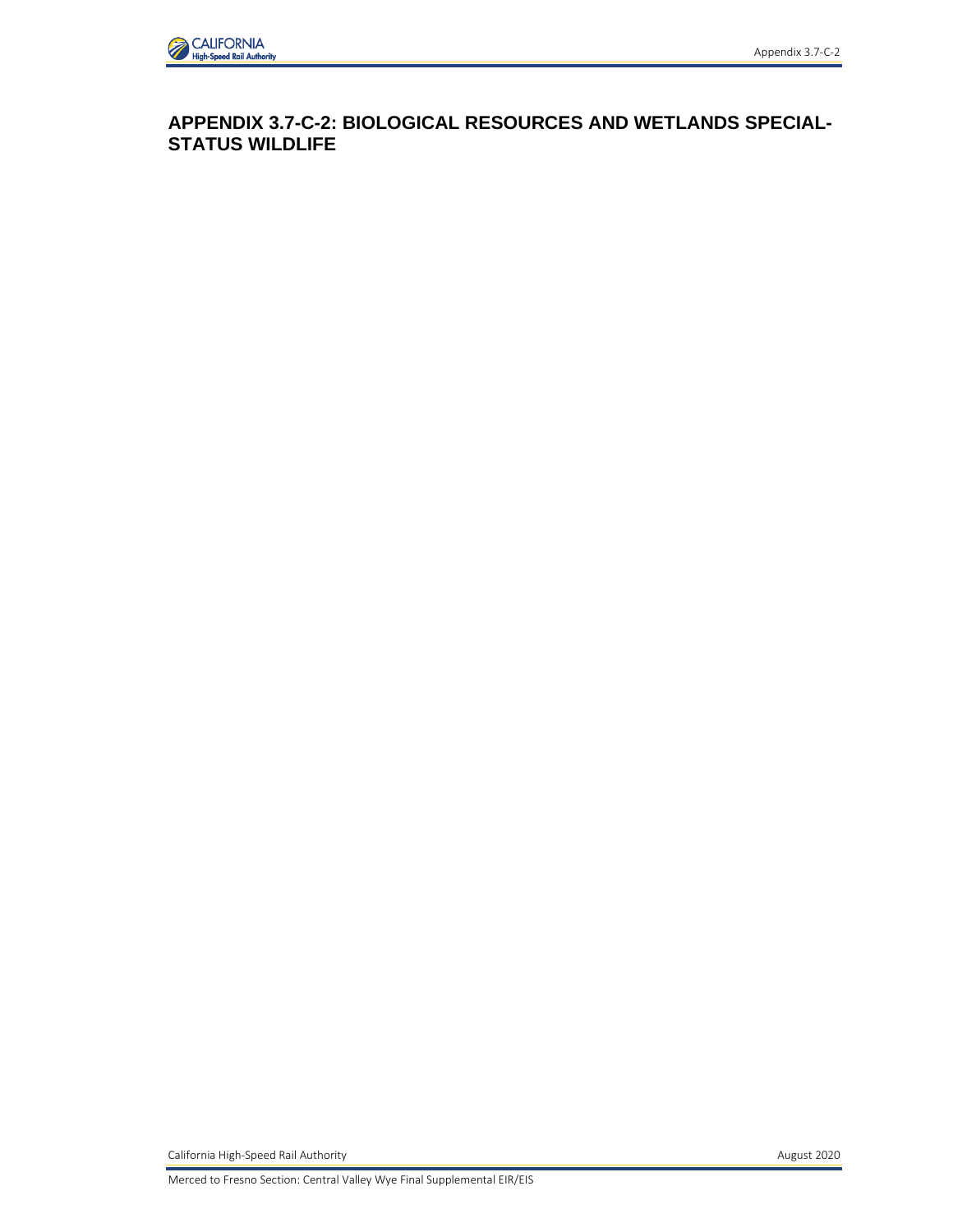# APPENDIX 3.7-C-2: BIOLOGICAL RESOURCES AND WETLANDS SPECIAL-STATUS WILDLIFE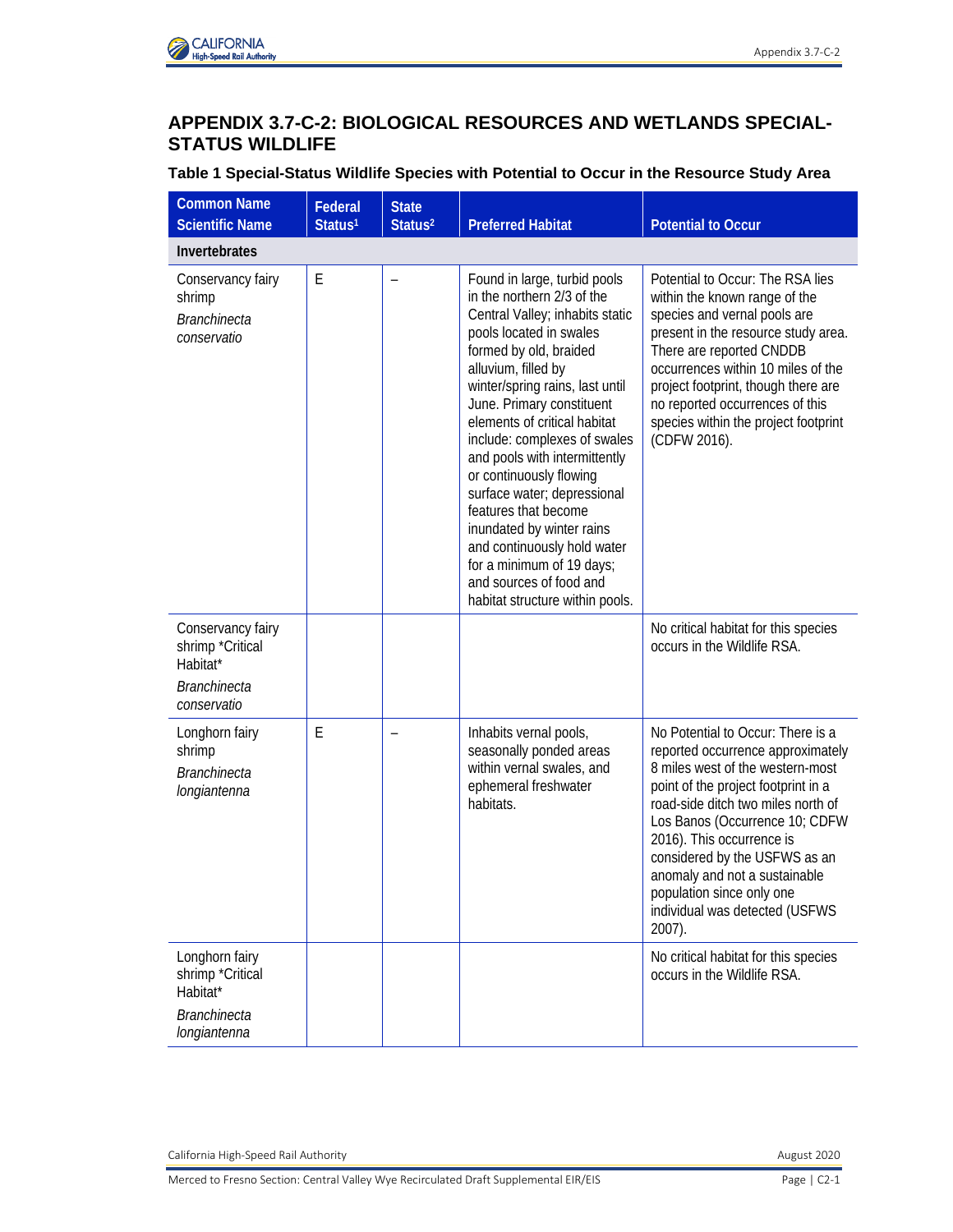## APPENDIX 3.7-C-2: BIOLOGICAL RESOURCES AND WETLANDS SPECIAL-STATUS WILDLIFE

**Table 1 Special-Status Wildlife Species with Potential to Occur in the Resource Study Area**

| Common Name Scientific Name | Federal Status[1] | State Status[2] | Preferred Habitat | Potential to Occur |
|---|---|---|---|---|
| **Invertebrates** | | | | |
| Conservancy fairy shrimp *Branchinecta conservatio* | E | – | Found in large, turbid pools in the northern 2/3 of the Central Valley; inhabits static pools located in swales formed by old, braided alluvium, filled by winter/spring rains, last until June. Primary constituent elements of critical habitat include: complexes of swales and pools with intermittently or continuously flowing surface water; depressional features that become inundated by winter rains and continuously hold water for a minimum of 19 days; and sources of food and habitat structure within pools. | Potential to Occur: The RSA lies within the known range of the species and vernal pools are present in the resource study area. There are reported CNDDB occurrences within 10 miles of the project footprint, though there are no reported occurrences of this species within the project footprint (CDFW 2016). |
| Conservancy fairy shrimp *Critical Habitat* *Branchinecta conservatio* | | | | No critical habitat for this species occurs in the Wildlife RSA. |
| Longhorn fairy shrimp *Branchinecta longiantenna* | E | – | Inhabits vernal pools, seasonally ponded areas within vernal swales, and ephemeral freshwater habitats. | No Potential to Occur: There is a reported occurrence approximately 8 miles west of the western-most point of the project footprint in a road-side ditch two miles north of Los Banos (Occurrence 10; CDFW 2016). This occurrence is considered by the USFWS as an anomaly and not a sustainable population since only one individual was detected (USFWS 2007). |
| Longhorn fairy shrimp *Critical Habitat* *Branchinecta longiantenna* | | | | No critical habitat for this species occurs in the Wildlife RSA. |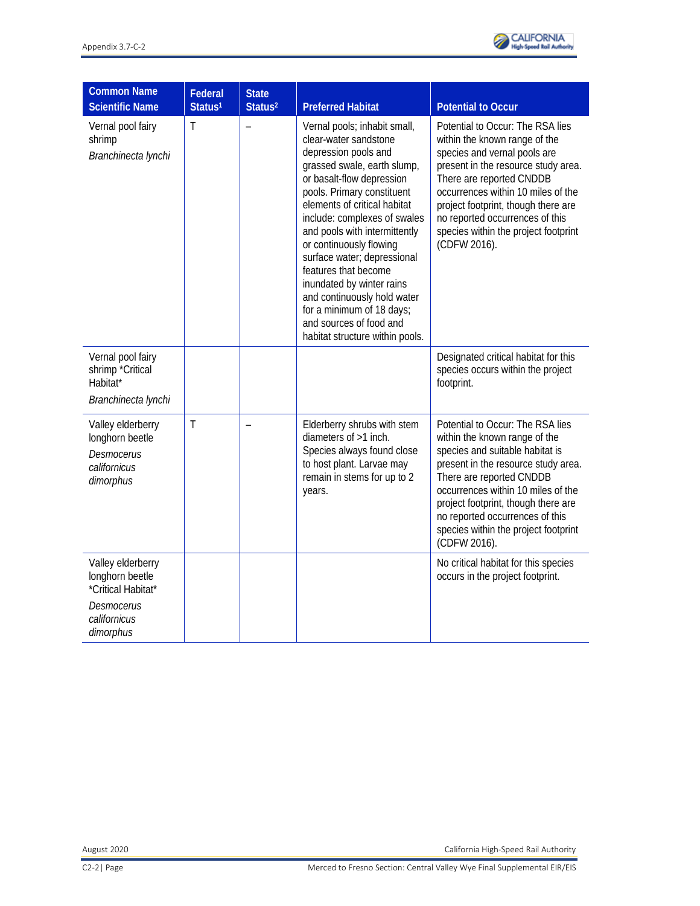| Common Name<br>Scientific Name | Federal Status[1] | State Status[2] | Preferred Habitat | Potential to Occur |
|---|---|---|---|---|
| Vernal pool fairy shrimp<br>*Branchinecta lynchi* | T | – | Vernal pools; inhabit small, clear-water sandstone depression pools and grassed swale, earth slump, or basalt-flow depression pools. Primary constituent elements of critical habitat include: complexes of swales and pools with intermittently or continuously flowing surface water; depressional features that become inundated by winter rains and continuously hold water for a minimum of 18 days; and sources of food and habitat structure within pools. | Potential to Occur: The RSA lies within the known range of the species and vernal pools are present in the resource study area. There are reported CNDDB occurrences within 10 miles of the project footprint, though there are no reported occurrences of this species within the project footprint (CDFW 2016). |
| Vernal pool fairy shrimp *Critical Habitat*<br>*Branchinecta lynchi* | | | | Designated critical habitat for this species occurs within the project footprint. |
| Valley elderberry longhorn beetle<br>*Desmocerus californicus dimorphus* | T | – | Elderberry shrubs with stem diameters of >1 inch. Species always found close to host plant. Larvae may remain in stems for up to 2 years. | Potential to Occur: The RSA lies within the known range of the species and suitable habitat is present in the resource study area. There are reported CNDDB occurrences within 10 miles of the project footprint, though there are no reported occurrences of this species within the project footprint (CDFW 2016). |
| Valley elderberry longhorn beetle *Critical Habitat*<br>*Desmocerus californicus dimorphus* | | | | No critical habitat for this species occurs in the project footprint. |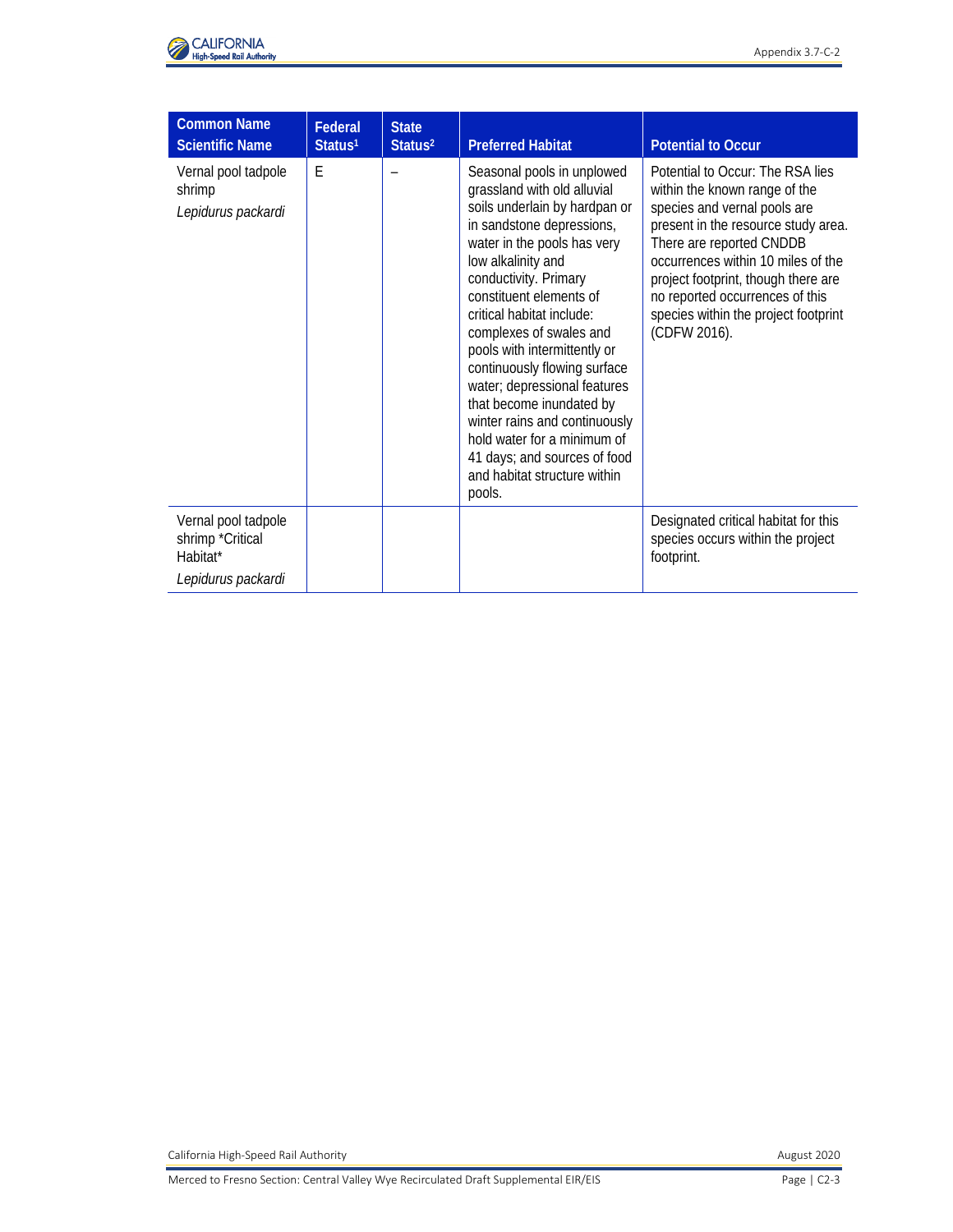| Common Name *Scientific Name* | Federal Status[1] | State Status[2] | Preferred Habitat | Potential to Occur |
|---|---|---|---|---|
| Vernal pool tadpole shrimp *Lepidurus packardi* | E | – | Seasonal pools in unplowed grassland with old alluvial soils underlain by hardpan or in sandstone depressions, water in the pools has very low alkalinity and conductivity. Primary constituent elements of critical habitat include: complexes of swales and pools with intermittently or continuously flowing surface water; depressional features that become inundated by winter rains and continuously hold water for a minimum of 41 days; and sources of food and habitat structure within pools. | Potential to Occur: The RSA lies within the known range of the species and vernal pools are present in the resource study area. There are reported CNDDB occurrences within 10 miles of the project footprint, though there are no reported occurrences of this species within the project footprint (CDFW 2016). |
| Vernal pool tadpole shrimp *Critical Habitat* *Lepidurus packardi* | | | | Designated critical habitat for this species occurs within the project footprint. |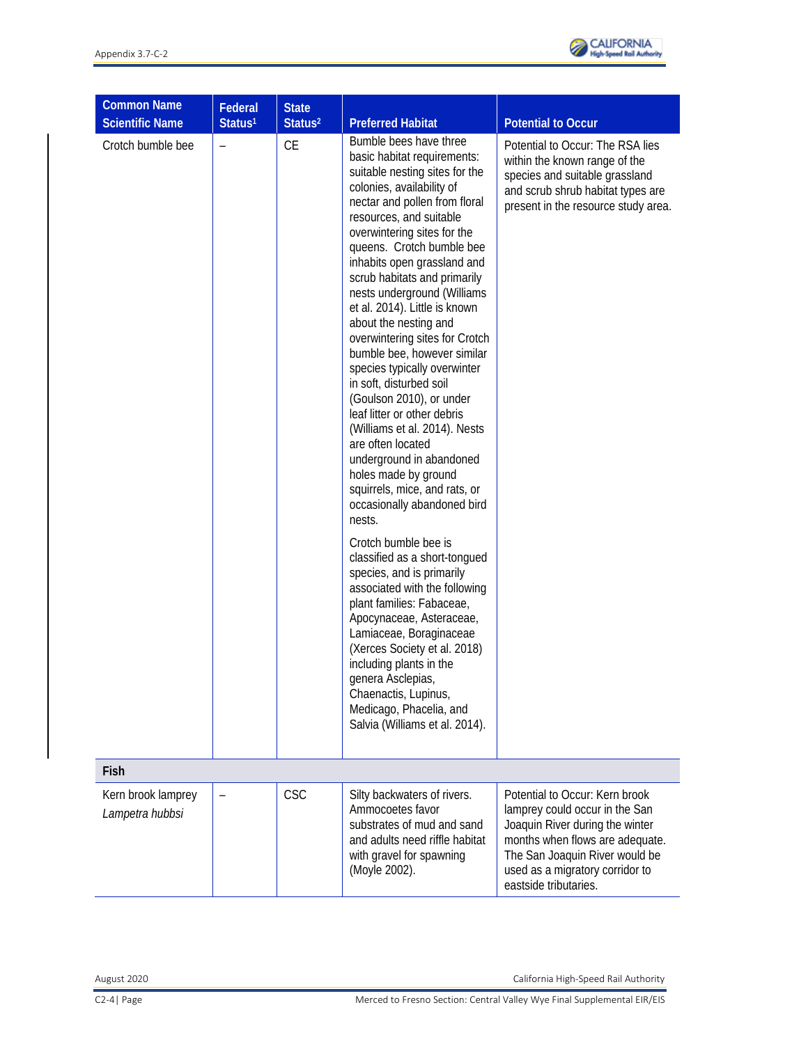| Common Name Scientific Name | Federal Status[1] | State Status[2] | Preferred Habitat | Potential to Occur |
|---|---|---|---|---|
| Crotch bumble bee | – | CE | Bumble bees have three basic habitat requirements: suitable nesting sites for the colonies, availability of nectar and pollen from floral resources, and suitable overwintering sites for the queens. Crotch bumble bee inhabits open grassland and scrub habitats and primarily nests underground (Williams et al. 2014). Little is known about the nesting and overwintering sites for Crotch bumble bee, however similar species typically overwinter in soft, disturbed soil (Goulson 2010), or under leaf litter or other debris (Williams et al. 2014). Nests are often located underground in abandoned holes made by ground squirrels, mice, and rats, or occasionally abandoned bird nests.<br><br>Crotch bumble bee is classified as a short-tongued species, and is primarily associated with the following plant families: Fabaceae, Apocynaceae, Asteraceae, Lamiaceae, Boraginaceae (Xerces Society et al. 2018) including plants in the genera Asclepias, Chaenactis, Lupinus, Medicago, Phacelia, and Salvia (Williams et al. 2014). | Potential to Occur: The RSA lies within the known range of the species and suitable grassland and scrub shrub habitat types are present in the resource study area. |
| **Fish** | | | | |
| Kern brook lamprey *Lampetra hubbsi* | – | CSC | Silty backwaters of rivers. Ammocoetes favor substrates of mud and sand and adults need riffle habitat with gravel for spawning (Moyle 2002). | Potential to Occur: Kern brook lamprey could occur in the San Joaquin River during the winter months when flows are adequate. The San Joaquin River would be used as a migratory corridor to eastside tributaries. |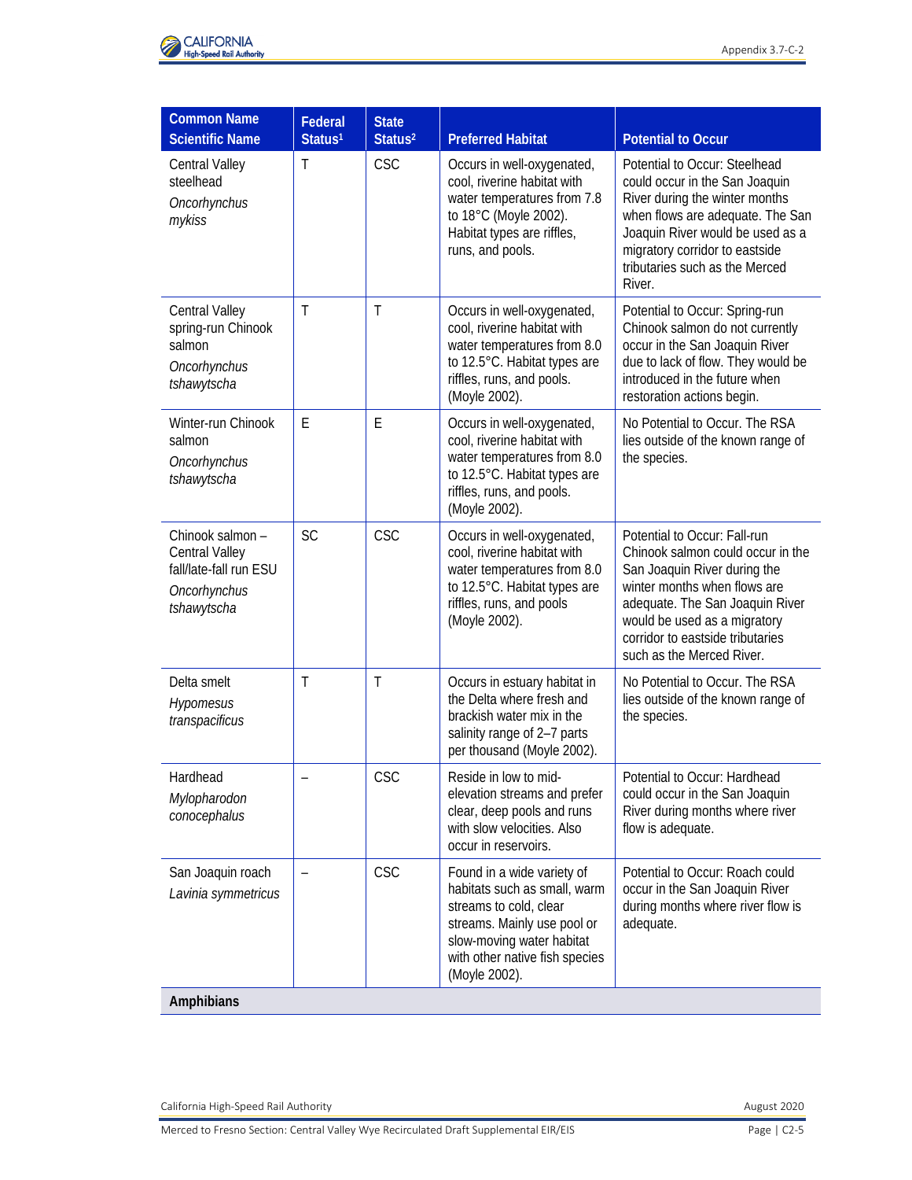| Common Name<br>Scientific Name | Federal Status[1] | State Status[2] | Preferred Habitat | Potential to Occur |
|---|---|---|---|---|
| Central Valley steelhead<br>*Oncorhynchus mykiss* | T | CSC | Occurs in well-oxygenated, cool, riverine habitat with water temperatures from 7.8 to 18°C (Moyle 2002). Habitat types are riffles, runs, and pools. | Potential to Occur: Steelhead could occur in the San Joaquin River during the winter months when flows are adequate. The San Joaquin River would be used as a migratory corridor to eastside tributaries such as the Merced River. |
| Central Valley spring-run Chinook salmon<br>*Oncorhynchus tshawytscha* | T | T | Occurs in well-oxygenated, cool, riverine habitat with water temperatures from 8.0 to 12.5°C. Habitat types are riffles, runs, and pools. (Moyle 2002). | Potential to Occur: Spring-run Chinook salmon do not currently occur in the San Joaquin River due to lack of flow. They would be introduced in the future when restoration actions begin. |
| Winter-run Chinook salmon<br>*Oncorhynchus tshawytscha* | E | E | Occurs in well-oxygenated, cool, riverine habitat with water temperatures from 8.0 to 12.5°C. Habitat types are riffles, runs, and pools. (Moyle 2002). | No Potential to Occur. The RSA lies outside of the known range of the species. |
| Chinook salmon – Central Valley fall/late-fall run ESU<br>*Oncorhynchus tshawytscha* | SC | CSC | Occurs in well-oxygenated, cool, riverine habitat with water temperatures from 8.0 to 12.5°C. Habitat types are riffles, runs, and pools (Moyle 2002). | Potential to Occur: Fall-run Chinook salmon could occur in the San Joaquin River during the winter months when flows are adequate. The San Joaquin River would be used as a migratory corridor to eastside tributaries such as the Merced River. |
| Delta smelt<br>*Hypomesus transpacificus* | T | T | Occurs in estuary habitat in the Delta where fresh and brackish water mix in the salinity range of 2–7 parts per thousand (Moyle 2002). | No Potential to Occur. The RSA lies outside of the known range of the species. |
| Hardhead<br>*Mylopharodon conocephalus* | – | CSC | Reside in low to mid-elevation streams and prefer clear, deep pools and runs with slow velocities. Also occur in reservoirs. | Potential to Occur: Hardhead could occur in the San Joaquin River during months where river flow is adequate. |
| San Joaquin roach<br>*Lavinia symmetricus* | – | CSC | Found in a wide variety of habitats such as small, warm streams to cold, clear streams. Mainly use pool or slow-moving water habitat with other native fish species (Moyle 2002). | Potential to Occur: Roach could occur in the San Joaquin River during months where river flow is adequate. |
| **Amphibians** | | | | |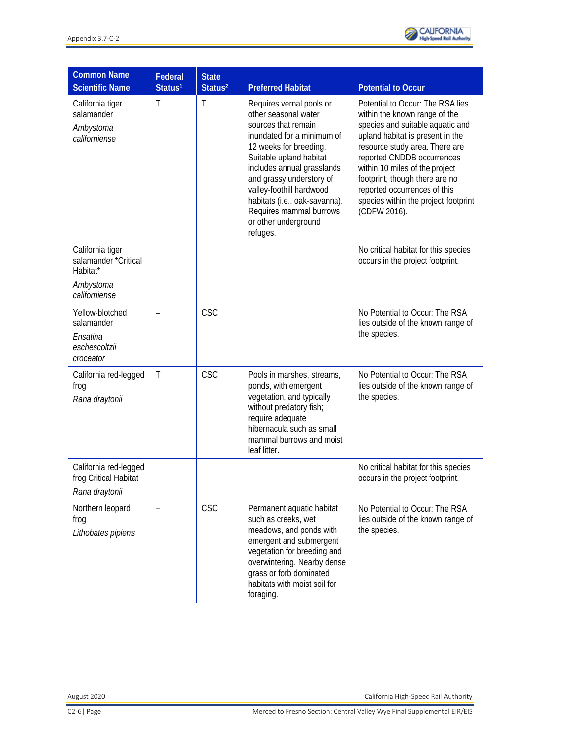| Common Name<br>Scientific Name | Federal Status[1] | State Status[2] | Preferred Habitat | Potential to Occur |
|---|---|---|---|---|
| California tiger salamander<br>*Ambystoma californiense* | T | T | Requires vernal pools or other seasonal water sources that remain inundated for a minimum of 12 weeks for breeding. Suitable upland habitat includes annual grasslands and grassy understory of valley-foothill hardwood habitats (i.e., oak-savanna). Requires mammal burrows or other underground refuges. | Potential to Occur: The RSA lies within the known range of the species and suitable aquatic and upland habitat is present in the resource study area. There are reported CNDDB occurrences within 10 miles of the project footprint, though there are no reported occurrences of this species within the project footprint (CDFW 2016). |
| California tiger salamander *Critical Habitat*<br>*Ambystoma californiense* | | | | No critical habitat for this species occurs in the project footprint. |
| Yellow-blotched salamander<br>*Ensatina eschescoltzii croceator* | – | CSC | | No Potential to Occur: The RSA lies outside of the known range of the species. |
| California red-legged frog<br>*Rana draytonii* | T | CSC | Pools in marshes, streams, ponds, with emergent vegetation, and typically without predatory fish; require adequate hibernacula such as small mammal burrows and moist leaf litter. | No Potential to Occur: The RSA lies outside of the known range of the species. |
| California red-legged frog Critical Habitat<br>*Rana draytonii* | | | | No critical habitat for this species occurs in the project footprint. |
| Northern leopard frog<br>*Lithobates pipiens* | – | CSC | Permanent aquatic habitat such as creeks, wet meadows, and ponds with emergent and submergent vegetation for breeding and overwintering. Nearby dense grass or forb dominated habitats with moist soil for foraging. | No Potential to Occur: The RSA lies outside of the known range of the species. |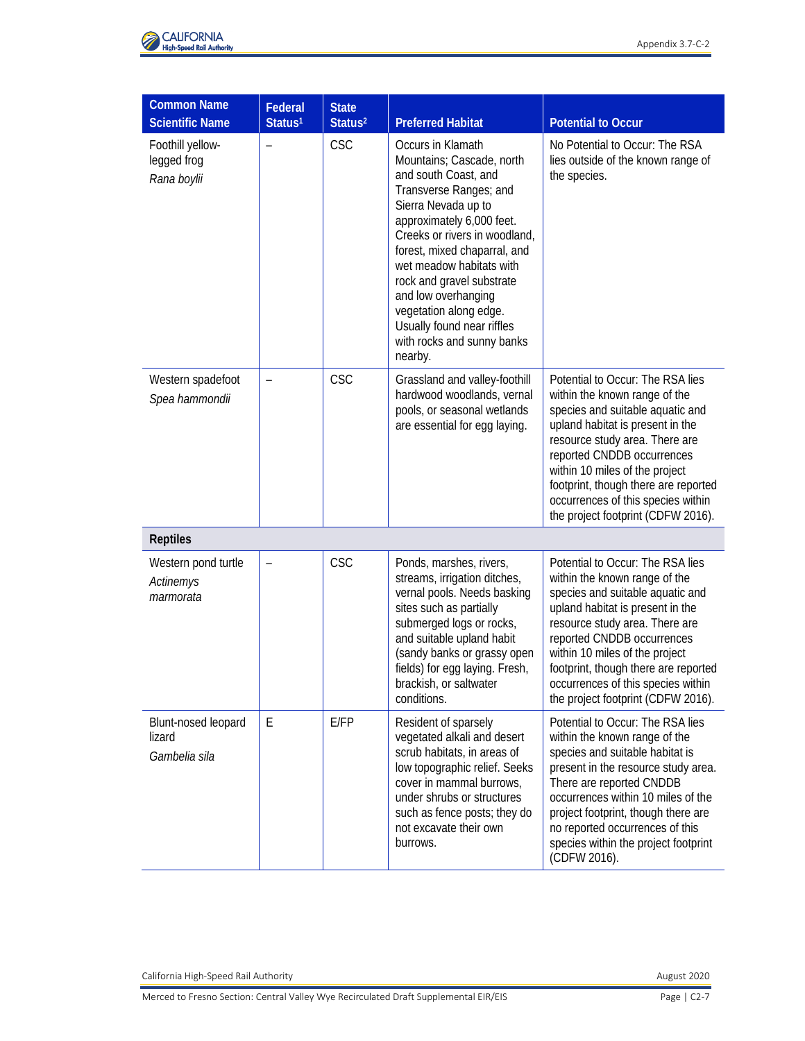| Common Name Scientific Name | Federal Status[1] | State Status[2] | Preferred Habitat | Potential to Occur |
|---|---|---|---|---|
| Foothill yellow-legged frog *Rana boylii* | – | CSC | Occurs in Klamath Mountains; Cascade, north and south Coast, and Transverse Ranges; and Sierra Nevada up to approximately 6,000 feet. Creeks or rivers in woodland, forest, mixed chaparral, and wet meadow habitats with rock and gravel substrate and low overhanging vegetation along edge. Usually found near riffles with rocks and sunny banks nearby. | No Potential to Occur: The RSA lies outside of the known range of the species. |
| Western spadefoot *Spea hammondii* | – | CSC | Grassland and valley-foothill hardwood woodlands, vernal pools, or seasonal wetlands are essential for egg laying. | Potential to Occur: The RSA lies within the known range of the species and suitable aquatic and upland habitat is present in the resource study area. There are reported CNDDB occurrences within 10 miles of the project footprint, though there are reported occurrences of this species within the project footprint (CDFW 2016). |
| **Reptiles** | | | | |
| Western pond turtle *Actinemys marmorata* | – | CSC | Ponds, marshes, rivers, streams, irrigation ditches, vernal pools. Needs basking sites such as partially submerged logs or rocks, and suitable upland habit (sandy banks or grassy open fields) for egg laying. Fresh, brackish, or saltwater conditions. | Potential to Occur: The RSA lies within the known range of the species and suitable aquatic and upland habitat is present in the resource study area. There are reported CNDDB occurrences within 10 miles of the project footprint, though there are reported occurrences of this species within the project footprint (CDFW 2016). |
| Blunt-nosed leopard lizard *Gambelia sila* | E | E/FP | Resident of sparsely vegetated alkali and desert scrub habitats, in areas of low topographic relief. Seeks cover in mammal burrows, under shrubs or structures such as fence posts; they do not excavate their own burrows. | Potential to Occur: The RSA lies within the known range of the species and suitable habitat is present in the resource study area. There are reported CNDDB occurrences within 10 miles of the project footprint, though there are no reported occurrences of this species within the project footprint (CDFW 2016). |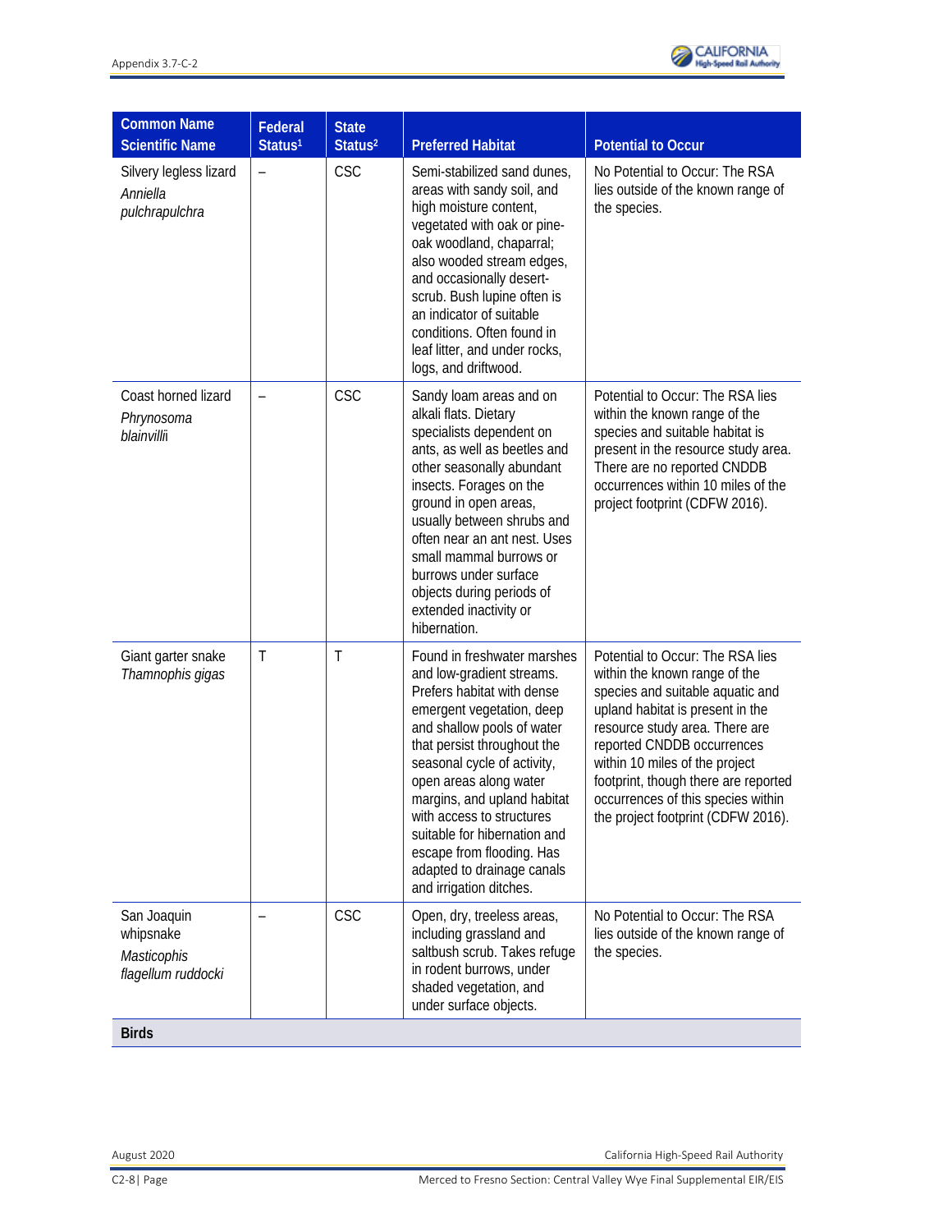| Common Name Scientific Name | Federal Status[1] | State Status[2] | Preferred Habitat | Potential to Occur |
|---|---|---|---|---|
| Silvery legless lizard *Anniella pulchrapulchra* | – | CSC | Semi-stabilized sand dunes, areas with sandy soil, and high moisture content, vegetated with oak or pine-oak woodland, chaparral; also wooded stream edges, and occasionally desert-scrub. Bush lupine often is an indicator of suitable conditions. Often found in leaf litter, and under rocks, logs, and driftwood. | No Potential to Occur: The RSA lies outside of the known range of the species. |
| Coast horned lizard *Phrynosoma blainvillii* | – | CSC | Sandy loam areas and on alkali flats. Dietary specialists dependent on ants, as well as beetles and other seasonally abundant insects. Forages on the ground in open areas, usually between shrubs and often near an ant nest. Uses small mammal burrows or burrows under surface objects during periods of extended inactivity or hibernation. | Potential to Occur: The RSA lies within the known range of the species and suitable habitat is present in the resource study area. There are no reported CNDDB occurrences within 10 miles of the project footprint (CDFW 2016). |
| Giant garter snake *Thamnophis gigas* | T | T | Found in freshwater marshes and low-gradient streams. Prefers habitat with dense emergent vegetation, deep and shallow pools of water that persist throughout the seasonal cycle of activity, open areas along water margins, and upland habitat with access to structures suitable for hibernation and escape from flooding. Has adapted to drainage canals and irrigation ditches. | Potential to Occur: The RSA lies within the known range of the species and suitable aquatic and upland habitat is present in the resource study area. There are reported CNDDB occurrences within 10 miles of the project footprint, though there are reported occurrences of this species within the project footprint (CDFW 2016). |
| San Joaquin whipsnake *Masticophis flagellum ruddocki* | – | CSC | Open, dry, treeless areas, including grassland and saltbush scrub. Takes refuge in rodent burrows, under shaded vegetation, and under surface objects. | No Potential to Occur: The RSA lies outside of the known range of the species. |
| **Birds** | | | | |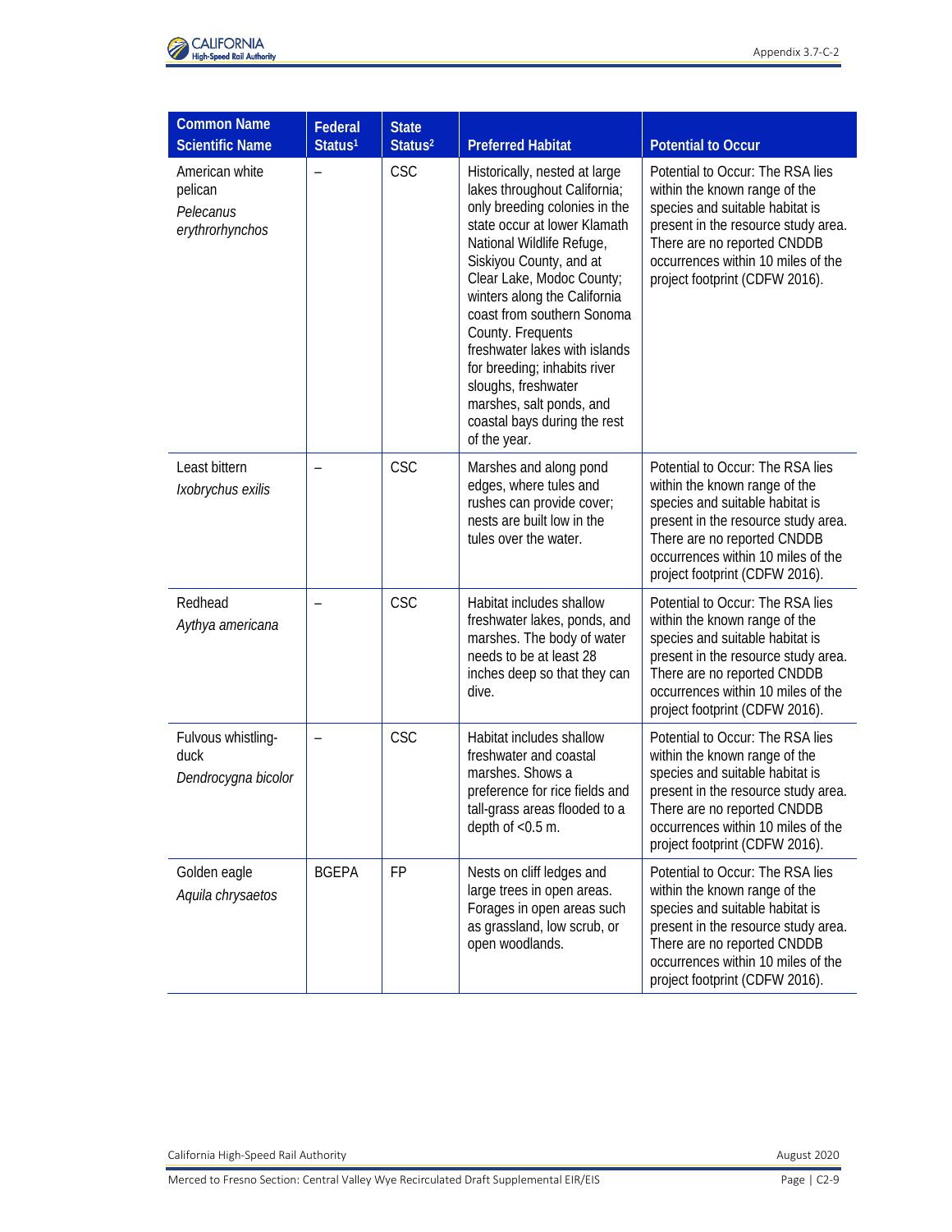| Common Name<br>Scientific Name | Federal Status[1] | State Status[2] | Preferred Habitat | Potential to Occur |
|---|---|---|---|---|
| American white pelican<br>*Pelecanus erythrorhynchos* | – | CSC | Historically, nested at large lakes throughout California; only breeding colonies in the state occur at lower Klamath National Wildlife Refuge, Siskiyou County, and at Clear Lake, Modoc County; winters along the California coast from southern Sonoma County. Frequents freshwater lakes with islands for breeding; inhabits river sloughs, freshwater marshes, salt ponds, and coastal bays during the rest of the year. | Potential to Occur: The RSA lies within the known range of the species and suitable habitat is present in the resource study area. There are no reported CNDDB occurrences within 10 miles of the project footprint (CDFW 2016). |
| Least bittern<br>*Ixobrychus exilis* | – | CSC | Marshes and along pond edges, where tules and rushes can provide cover; nests are built low in the tules over the water. | Potential to Occur: The RSA lies within the known range of the species and suitable habitat is present in the resource study area. There are no reported CNDDB occurrences within 10 miles of the project footprint (CDFW 2016). |
| Redhead<br>*Aythya americana* | – | CSC | Habitat includes shallow freshwater lakes, ponds, and marshes. The body of water needs to be at least 28 inches deep so that they can dive. | Potential to Occur: The RSA lies within the known range of the species and suitable habitat is present in the resource study area. There are no reported CNDDB occurrences within 10 miles of the project footprint (CDFW 2016). |
| Fulvous whistling-duck<br>*Dendrocygna bicolor* | – | CSC | Habitat includes shallow freshwater and coastal marshes. Shows a preference for rice fields and tall-grass areas flooded to a depth of <0.5 m. | Potential to Occur: The RSA lies within the known range of the species and suitable habitat is present in the resource study area. There are no reported CNDDB occurrences within 10 miles of the project footprint (CDFW 2016). |
| Golden eagle<br>*Aquila chrysaetos* | BGEPA | FP | Nests on cliff ledges and large trees in open areas. Forages in open areas such as grassland, low scrub, or open woodlands. | Potential to Occur: The RSA lies within the known range of the species and suitable habitat is present in the resource study area. There are no reported CNDDB occurrences within 10 miles of the project footprint (CDFW 2016). |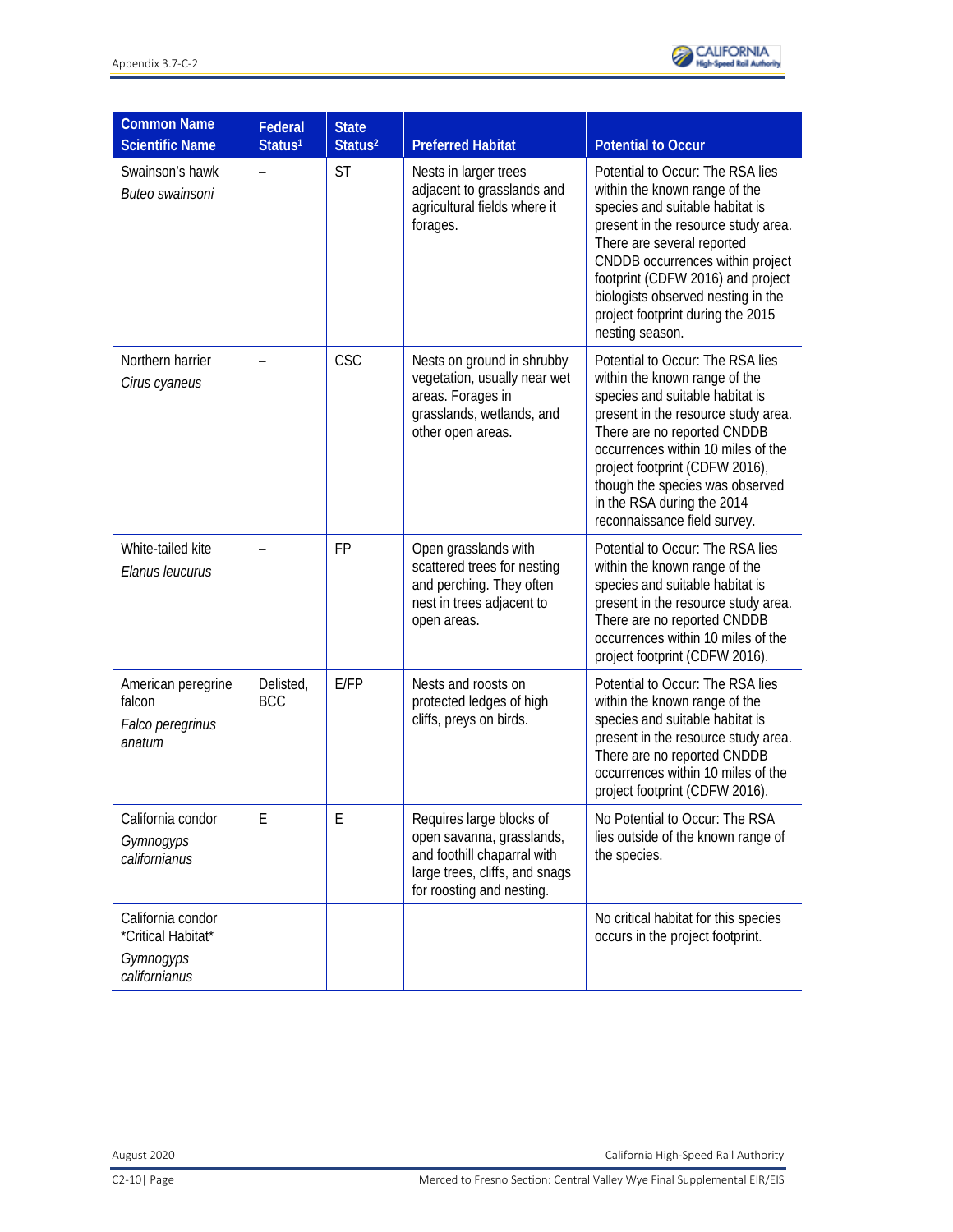| Common Name<br>Scientific Name | Federal Status[1] | State Status[2] | Preferred Habitat | Potential to Occur |
|---|---|---|---|---|
| Swainson's hawk<br>*Buteo swainsoni* | – | ST | Nests in larger trees adjacent to grasslands and agricultural fields where it forages. | Potential to Occur: The RSA lies within the known range of the species and suitable habitat is present in the resource study area. There are several reported CNDDB occurrences within project footprint (CDFW 2016) and project biologists observed nesting in the project footprint during the 2015 nesting season. |
| Northern harrier<br>*Cirus cyaneus* | – | CSC | Nests on ground in shrubby vegetation, usually near wet areas. Forages in grasslands, wetlands, and other open areas. | Potential to Occur: The RSA lies within the known range of the species and suitable habitat is present in the resource study area. There are no reported CNDDB occurrences within 10 miles of the project footprint (CDFW 2016), though the species was observed in the RSA during the 2014 reconnaissance field survey. |
| White-tailed kite<br>*Elanus leucurus* | – | FP | Open grasslands with scattered trees for nesting and perching. They often nest in trees adjacent to open areas. | Potential to Occur: The RSA lies within the known range of the species and suitable habitat is present in the resource study area. There are no reported CNDDB occurrences within 10 miles of the project footprint (CDFW 2016). |
| American peregrine falcon<br>*Falco peregrinus anatum* | Delisted, BCC | E/FP | Nests and roosts on protected ledges of high cliffs, preys on birds. | Potential to Occur: The RSA lies within the known range of the species and suitable habitat is present in the resource study area. There are no reported CNDDB occurrences within 10 miles of the project footprint (CDFW 2016). |
| California condor<br>*Gymnogyps californianus* | E | E | Requires large blocks of open savanna, grasslands, and foothill chaparral with large trees, cliffs, and snags for roosting and nesting. | No Potential to Occur: The RSA lies outside of the known range of the species. |
| California condor *Critical Habitat*<br>*Gymnogyps californianus* | | | | No critical habitat for this species occurs in the project footprint. |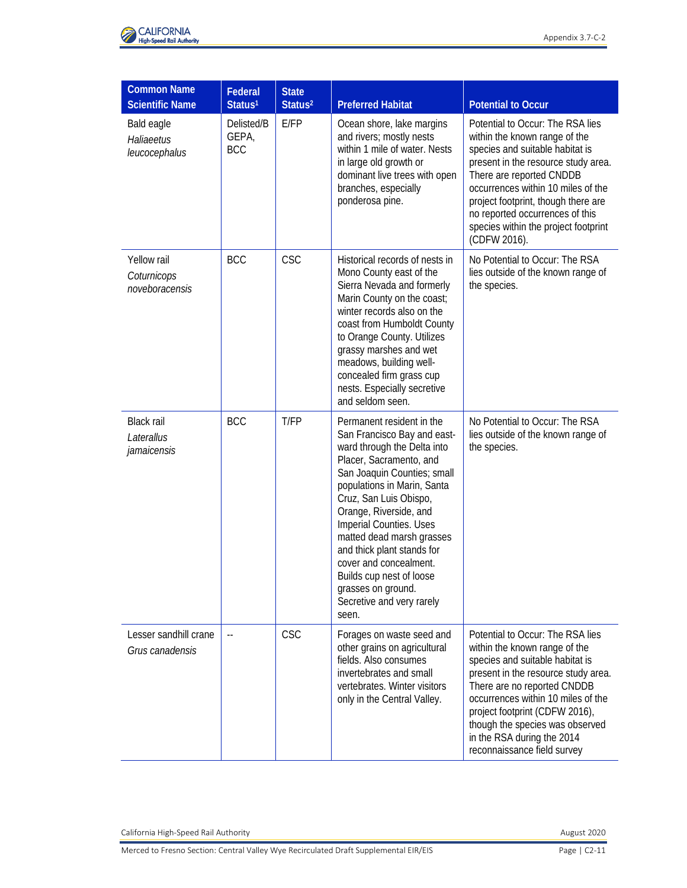| Common Name<br>Scientific Name | Federal Status[1] | State Status[2] | Preferred Habitat | Potential to Occur |
|---|---|---|---|---|
| Bald eagle<br>*Haliaeetus leucocephalus* | Delisted/B GEPA, BCC | E/FP | Ocean shore, lake margins and rivers; mostly nests within 1 mile of water. Nests in large old growth or dominant live trees with open branches, especially ponderosa pine. | Potential to Occur: The RSA lies within the known range of the species and suitable habitat is present in the resource study area. There are reported CNDDB occurrences within 10 miles of the project footprint, though there are no reported occurrences of this species within the project footprint (CDFW 2016). |
| Yellow rail<br>*Coturnicops noveboracensis* | BCC | CSC | Historical records of nests in Mono County east of the Sierra Nevada and formerly Marin County on the coast; winter records also on the coast from Humboldt County to Orange County. Utilizes grassy marshes and wet meadows, building well-concealed firm grass cup nests. Especially secretive and seldom seen. | No Potential to Occur: The RSA lies outside of the known range of the species. |
| Black rail<br>*Laterallus jamaicensis* | BCC | T/FP | Permanent resident in the San Francisco Bay and east-ward through the Delta into Placer, Sacramento, and San Joaquin Counties; small populations in Marin, Santa Cruz, San Luis Obispo, Orange, Riverside, and Imperial Counties. Uses matted dead marsh grasses and thick plant stands for cover and concealment. Builds cup nest of loose grasses on ground. Secretive and very rarely seen. | No Potential to Occur: The RSA lies outside of the known range of the species. |
| Lesser sandhill crane<br>*Grus canadensis* | -- | CSC | Forages on waste seed and other grains on agricultural fields. Also consumes invertebrates and small vertebrates. Winter visitors only in the Central Valley. | Potential to Occur: The RSA lies within the known range of the species and suitable habitat is present in the resource study area. There are no reported CNDDB occurrences within 10 miles of the project footprint (CDFW 2016), though the species was observed in the RSA during the 2014 reconnaissance field survey |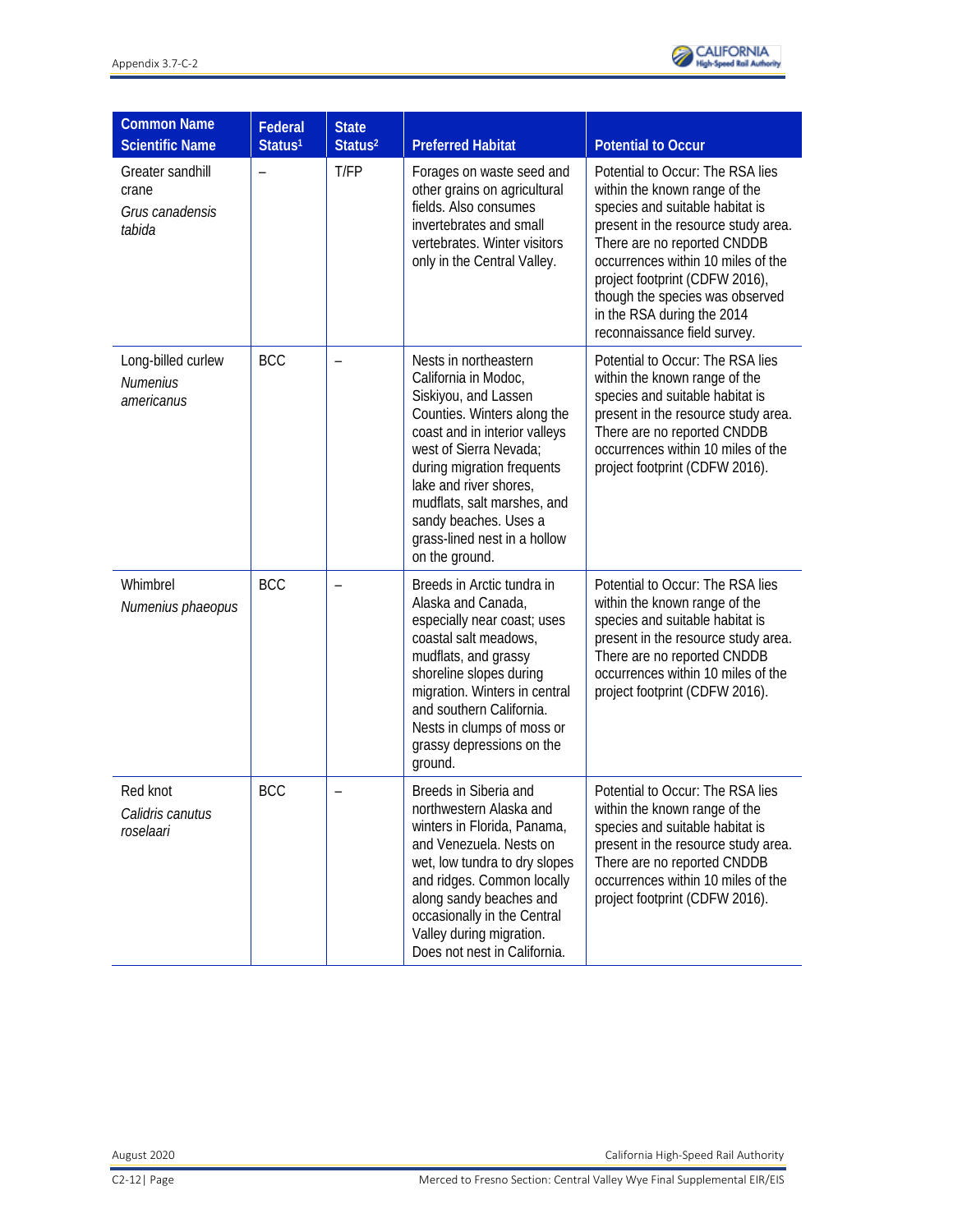| Common Name *Scientific Name* | Federal Status[1] | State Status[2] | Preferred Habitat | Potential to Occur |
|---|---|---|---|---|
| Greater sandhill crane *Grus canadensis tabida* | – | T/FP | Forages on waste seed and other grains on agricultural fields. Also consumes invertebrates and small vertebrates. Winter visitors only in the Central Valley. | Potential to Occur: The RSA lies within the known range of the species and suitable habitat is present in the resource study area. There are no reported CNDDB occurrences within 10 miles of the project footprint (CDFW 2016), though the species was observed in the RSA during the 2014 reconnaissance field survey. |
| Long-billed curlew *Numenius americanus* | BCC | – | Nests in northeastern California in Modoc, Siskiyou, and Lassen Counties. Winters along the coast and in interior valleys west of Sierra Nevada; during migration frequents lake and river shores, mudflats, salt marshes, and sandy beaches. Uses a grass-lined nest in a hollow on the ground. | Potential to Occur: The RSA lies within the known range of the species and suitable habitat is present in the resource study area. There are no reported CNDDB occurrences within 10 miles of the project footprint (CDFW 2016). |
| Whimbrel *Numenius phaeopus* | BCC | – | Breeds in Arctic tundra in Alaska and Canada, especially near coast; uses coastal salt meadows, mudflats, and grassy shoreline slopes during migration. Winters in central and southern California. Nests in clumps of moss or grassy depressions on the ground. | Potential to Occur: The RSA lies within the known range of the species and suitable habitat is present in the resource study area. There are no reported CNDDB occurrences within 10 miles of the project footprint (CDFW 2016). |
| Red knot *Calidris canutus roselaari* | BCC | – | Breeds in Siberia and northwestern Alaska and winters in Florida, Panama, and Venezuela. Nests on wet, low tundra to dry slopes and ridges. Common locally along sandy beaches and occasionally in the Central Valley during migration. Does not nest in California. | Potential to Occur: The RSA lies within the known range of the species and suitable habitat is present in the resource study area. There are no reported CNDDB occurrences within 10 miles of the project footprint (CDFW 2016). |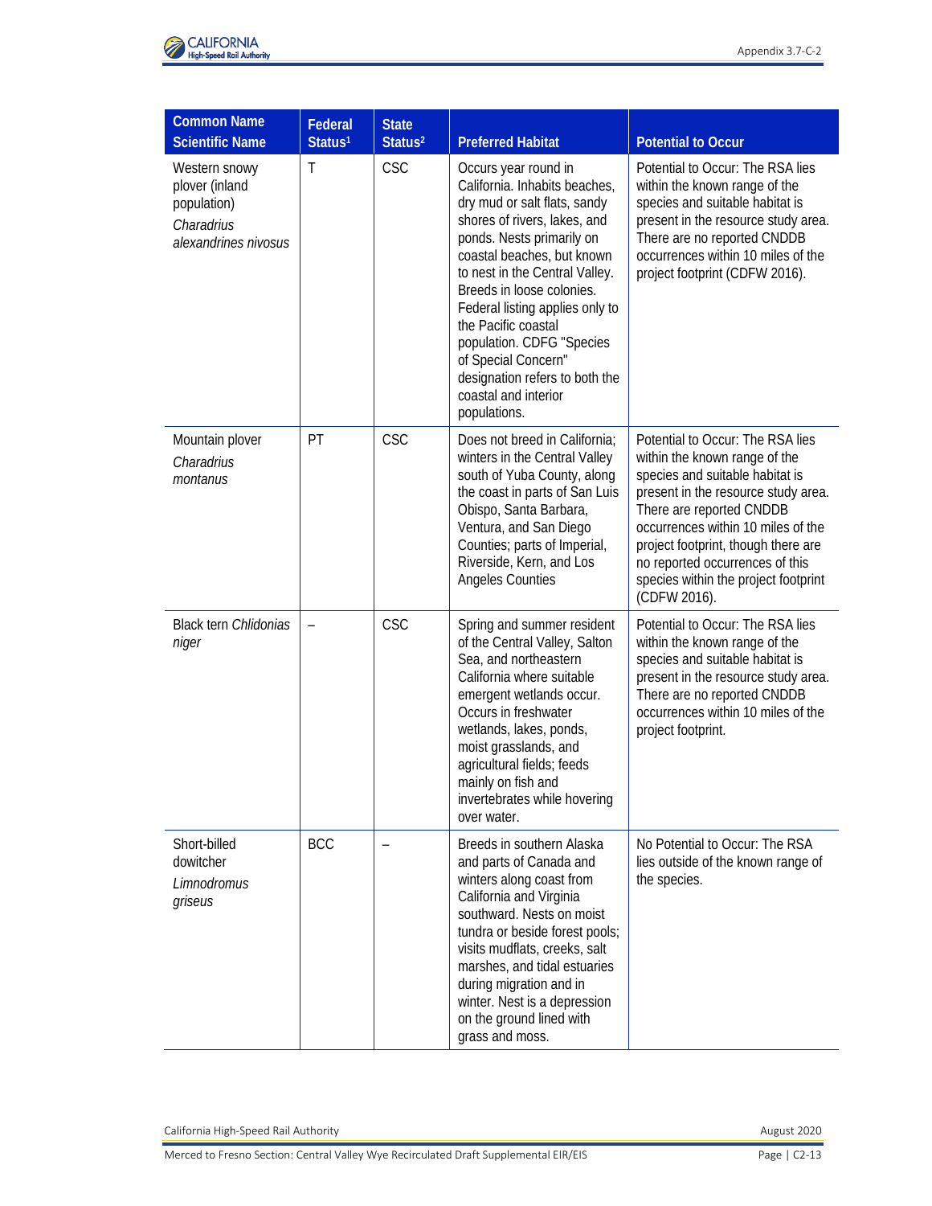| Common Name Scientific Name | Federal Status[1] | State Status[2] | Preferred Habitat | Potential to Occur |
|---|---|---|---|---|
| Western snowy plover (inland population) *Charadrius alexandrines nivosus* | T | CSC | Occurs year round in California. Inhabits beaches, dry mud or salt flats, sandy shores of rivers, lakes, and ponds. Nests primarily on coastal beaches, but known to nest in the Central Valley. Breeds in loose colonies. Federal listing applies only to the Pacific coastal population. CDFG "Species of Special Concern" designation refers to both the coastal and interior populations. | Potential to Occur: The RSA lies within the known range of the species and suitable habitat is present in the resource study area. There are no reported CNDDB occurrences within 10 miles of the project footprint (CDFW 2016). |
| Mountain plover *Charadrius montanus* | PT | CSC | Does not breed in California; winters in the Central Valley south of Yuba County, along the coast in parts of San Luis Obispo, Santa Barbara, Ventura, and San Diego Counties; parts of Imperial, Riverside, Kern, and Los Angeles Counties | Potential to Occur: The RSA lies within the known range of the species and suitable habitat is present in the resource study area. There are reported CNDDB occurrences within 10 miles of the project footprint, though there are no reported occurrences of this species within the project footprint (CDFW 2016). |
| Black tern *Chlidonias niger* | – | CSC | Spring and summer resident of the Central Valley, Salton Sea, and northeastern California where suitable emergent wetlands occur. Occurs in freshwater wetlands, lakes, ponds, moist grasslands, and agricultural fields; feeds mainly on fish and invertebrates while hovering over water. | Potential to Occur: The RSA lies within the known range of the species and suitable habitat is present in the resource study area. There are no reported CNDDB occurrences within 10 miles of the project footprint. |
| Short-billed dowitcher *Limnodromus griseus* | BCC | – | Breeds in southern Alaska and parts of Canada and winters along coast from California and Virginia southward. Nests on moist tundra or beside forest pools; visits mudflats, creeks, salt marshes, and tidal estuaries during migration and in winter. Nest is a depression on the ground lined with grass and moss. | No Potential to Occur: The RSA lies outside of the known range of the species. |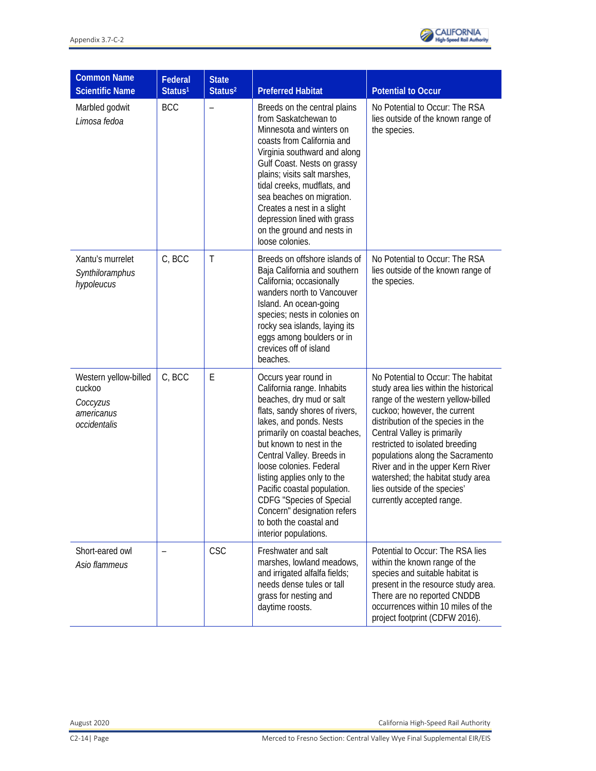| Common Name *Scientific Name* | Federal Status[1] | State Status[2] | Preferred Habitat | Potential to Occur |
|---|---|---|---|---|
| Marbled godwit *Limosa fedoa* | BCC | – | Breeds on the central plains from Saskatchewan to Minnesota and winters on coasts from California and Virginia southward and along Gulf Coast. Nests on grassy plains; visits salt marshes, tidal creeks, mudflats, and sea beaches on migration. Creates a nest in a slight depression lined with grass on the ground and nests in loose colonies. | No Potential to Occur: The RSA lies outside of the known range of the species. |
| Xantu's murrelet *Synthiloramphus hypoleucus* | C, BCC | T | Breeds on offshore islands of Baja California and southern California; occasionally wanders north to Vancouver Island. An ocean-going species; nests in colonies on rocky sea islands, laying its eggs among boulders or in crevices off of island beaches. | No Potential to Occur: The RSA lies outside of the known range of the species. |
| Western yellow-billed cuckoo *Coccyzus americanus occidentalis* | C, BCC | E | Occurs year round in California range. Inhabits beaches, dry mud or salt flats, sandy shores of rivers, lakes, and ponds. Nests primarily on coastal beaches, but known to nest in the Central Valley. Breeds in loose colonies. Federal listing applies only to the Pacific coastal population. CDFG "Species of Special Concern" designation refers to both the coastal and interior populations. | No Potential to Occur: The habitat study area lies within the historical range of the western yellow-billed cuckoo; however, the current distribution of the species in the Central Valley is primarily restricted to isolated breeding populations along the Sacramento River and in the upper Kern River watershed; the habitat study area lies outside of the species' currently accepted range. |
| Short-eared owl *Asio flammeus* | – | CSC | Freshwater and salt marshes, lowland meadows, and irrigated alfalfa fields; needs dense tules or tall grass for nesting and daytime roosts. | Potential to Occur: The RSA lies within the known range of the species and suitable habitat is present in the resource study area. There are no reported CNDDB occurrences within 10 miles of the project footprint (CDFW 2016). |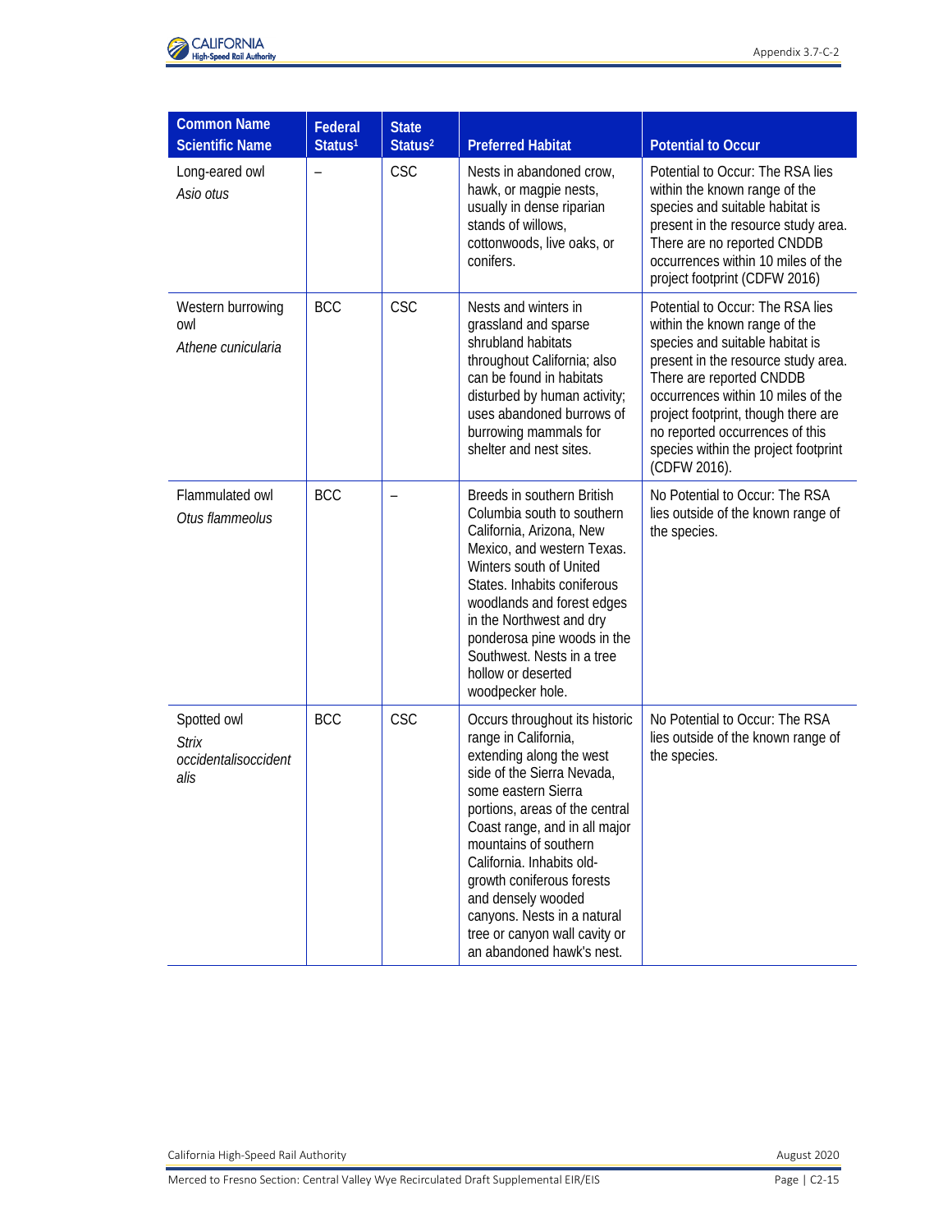| Common Name Scientific Name | Federal Status[1] | State Status[2] | Preferred Habitat | Potential to Occur |
|---|---|---|---|---|
| Long-eared owl *Asio otus* | – | CSC | Nests in abandoned crow, hawk, or magpie nests, usually in dense riparian stands of willows, cottonwoods, live oaks, or conifers. | Potential to Occur: The RSA lies within the known range of the species and suitable habitat is present in the resource study area. There are no reported CNDDB occurrences within 10 miles of the project footprint (CDFW 2016) |
| Western burrowing owl *Athene cunicularia* | BCC | CSC | Nests and winters in grassland and sparse shrubland habitats throughout California; also can be found in habitats disturbed by human activity; uses abandoned burrows of burrowing mammals for shelter and nest sites. | Potential to Occur: The RSA lies within the known range of the species and suitable habitat is present in the resource study area. There are reported CNDDB occurrences within 10 miles of the project footprint, though there are no reported occurrences of this species within the project footprint (CDFW 2016). |
| Flammulated owl *Otus flammeolus* | BCC | – | Breeds in southern British Columbia south to southern California, Arizona, New Mexico, and western Texas. Winters south of United States. Inhabits coniferous woodlands and forest edges in the Northwest and dry ponderosa pine woods in the Southwest. Nests in a tree hollow or deserted woodpecker hole. | No Potential to Occur: The RSA lies outside of the known range of the species. |
| Spotted owl *Strix occidentalisoccidentalis* | BCC | CSC | Occurs throughout its historic range in California, extending along the west side of the Sierra Nevada, some eastern Sierra portions, areas of the central Coast range, and in all major mountains of southern California. Inhabits old-growth coniferous forests and densely wooded canyons. Nests in a natural tree or canyon wall cavity or an abandoned hawk's nest. | No Potential to Occur: The RSA lies outside of the known range of the species. |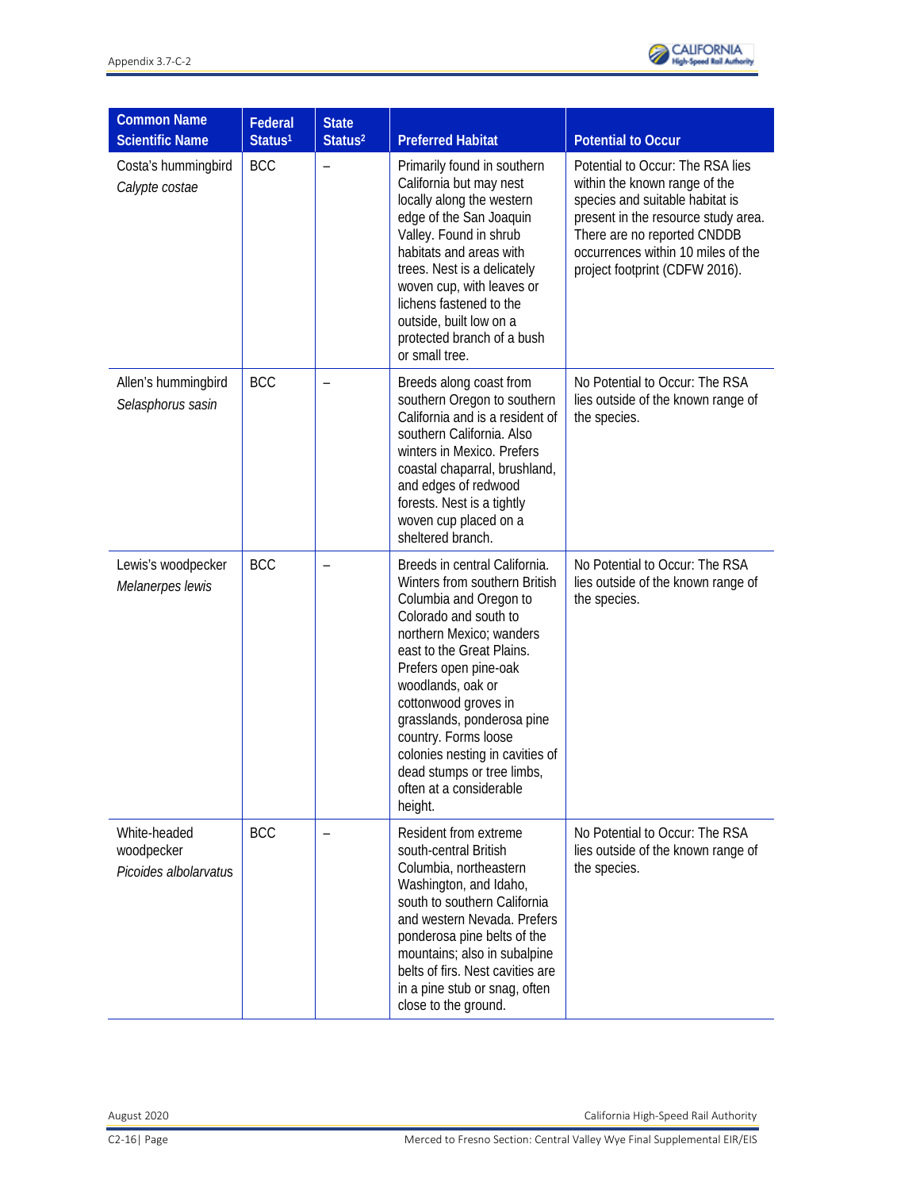| Common Name *Scientific Name* | Federal Status[1] | State Status[2] | Preferred Habitat | Potential to Occur |
|---|---|---|---|---|
| Costa's hummingbird *Calypte costae* | BCC | – | Primarily found in southern California but may nest locally along the western edge of the San Joaquin Valley. Found in shrub habitats and areas with trees. Nest is a delicately woven cup, with leaves or lichens fastened to the outside, built low on a protected branch of a bush or small tree. | Potential to Occur: The RSA lies within the known range of the species and suitable habitat is present in the resource study area. There are no reported CNDDB occurrences within 10 miles of the project footprint (CDFW 2016). |
| Allen's hummingbird *Selasphorus sasin* | BCC | – | Breeds along coast from southern Oregon to southern California and is a resident of southern California. Also winters in Mexico. Prefers coastal chaparral, brushland, and edges of redwood forests. Nest is a tightly woven cup placed on a sheltered branch. | No Potential to Occur: The RSA lies outside of the known range of the species. |
| Lewis's woodpecker *Melanerpes lewis* | BCC | – | Breeds in central California. Winters from southern British Columbia and Oregon to Colorado and south to northern Mexico; wanders east to the Great Plains. Prefers open pine-oak woodlands, oak or cottonwood groves in grasslands, ponderosa pine country. Forms loose colonies nesting in cavities of dead stumps or tree limbs, often at a considerable height. | No Potential to Occur: The RSA lies outside of the known range of the species. |
| White-headed woodpecker *Picoides albolarvatus* | BCC | – | Resident from extreme south-central British Columbia, northeastern Washington, and Idaho, south to southern California and western Nevada. Prefers ponderosa pine belts of the mountains; also in subalpine belts of firs. Nest cavities are in a pine stub or snag, often close to the ground. | No Potential to Occur: The RSA lies outside of the known range of the species. |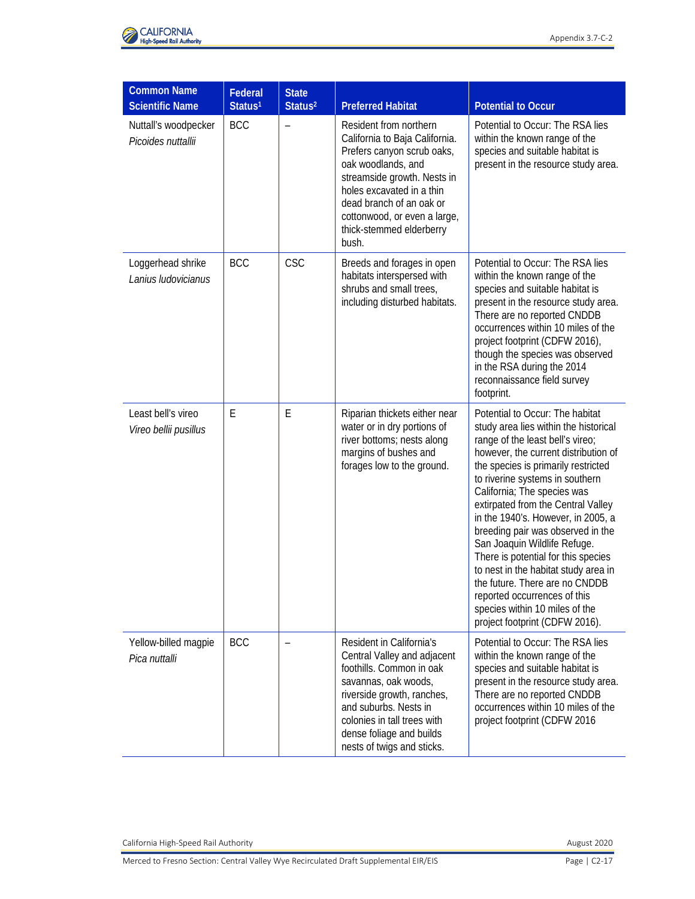| Common Name Scientific Name | Federal Status[1] | State Status[2] | Preferred Habitat | Potential to Occur |
|---|---|---|---|---|
| Nuttall's woodpecker *Picoides nuttallii* | BCC | – | Resident from northern California to Baja California. Prefers canyon scrub oaks, oak woodlands, and streamside growth. Nests in holes excavated in a thin dead branch of an oak or cottonwood, or even a large, thick-stemmed elderberry bush. | Potential to Occur: The RSA lies within the known range of the species and suitable habitat is present in the resource study area. |
| Loggerhead shrike *Lanius ludovicianus* | BCC | CSC | Breeds and forages in open habitats interspersed with shrubs and small trees, including disturbed habitats. | Potential to Occur: The RSA lies within the known range of the species and suitable habitat is present in the resource study area. There are no reported CNDDB occurrences within 10 miles of the project footprint (CDFW 2016), though the species was observed in the RSA during the 2014 reconnaissance field survey footprint. |
| Least bell's vireo *Vireo bellii pusillus* | E | E | Riparian thickets either near water or in dry portions of river bottoms; nests along margins of bushes and forages low to the ground. | Potential to Occur: The habitat study area lies within the historical range of the least bell's vireo; however, the current distribution of the species is primarily restricted to riverine systems in southern California; The species was extirpated from the Central Valley in the 1940's. However, in 2005, a breeding pair was observed in the San Joaquin Wildlife Refuge. There is potential for this species to nest in the habitat study area in the future. There are no CNDDB reported occurrences of this species within 10 miles of the project footprint (CDFW 2016). |
| Yellow-billed magpie *Pica nuttalli* | BCC | – | Resident in California's Central Valley and adjacent foothills. Common in oak savannas, oak woods, riverside growth, ranches, and suburbs. Nests in colonies in tall trees with dense foliage and builds nests of twigs and sticks. | Potential to Occur: The RSA lies within the known range of the species and suitable habitat is present in the resource study area. There are no reported CNDDB occurrences within 10 miles of the project footprint (CDFW 2016 |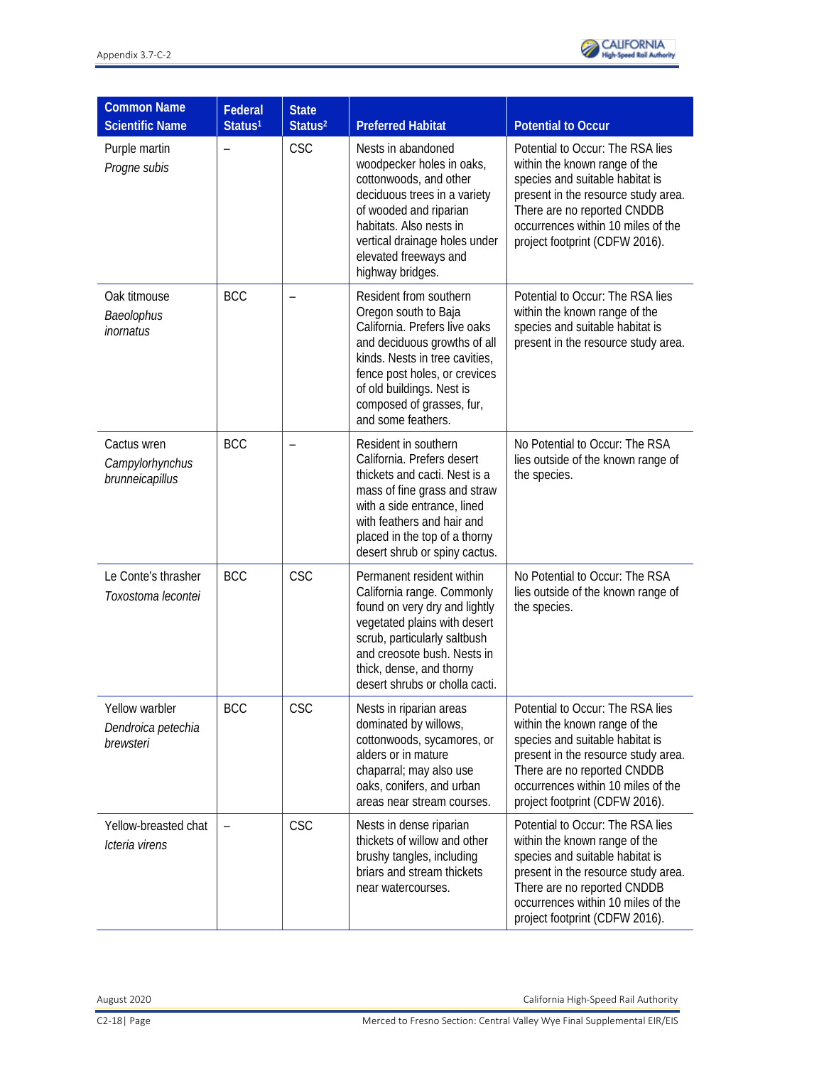| Common Name Scientific Name | Federal Status[1] | State Status[2] | Preferred Habitat | Potential to Occur |
|---|---|---|---|---|
| Purple martin *Progne subis* | – | CSC | Nests in abandoned woodpecker holes in oaks, cottonwoods, and other deciduous trees in a variety of wooded and riparian habitats. Also nests in vertical drainage holes under elevated freeways and highway bridges. | Potential to Occur: The RSA lies within the known range of the species and suitable habitat is present in the resource study area. There are no reported CNDDB occurrences within 10 miles of the project footprint (CDFW 2016). |
| Oak titmouse *Baeolophus inornatus* | BCC | – | Resident from southern Oregon south to Baja California. Prefers live oaks and deciduous growths of all kinds. Nests in tree cavities, fence post holes, or crevices of old buildings. Nest is composed of grasses, fur, and some feathers. | Potential to Occur: The RSA lies within the known range of the species and suitable habitat is present in the resource study area. |
| Cactus wren *Campylorhynchus brunneicapillus* | BCC | – | Resident in southern California. Prefers desert thickets and cacti. Nest is a mass of fine grass and straw with a side entrance, lined with feathers and hair and placed in the top of a thorny desert shrub or spiny cactus. | No Potential to Occur: The RSA lies outside of the known range of the species. |
| Le Conte's thrasher *Toxostoma lecontei* | BCC | CSC | Permanent resident within California range. Commonly found on very dry and lightly vegetated plains with desert scrub, particularly saltbush and creosote bush. Nests in thick, dense, and thorny desert shrubs or cholla cacti. | No Potential to Occur: The RSA lies outside of the known range of the species. |
| Yellow warbler *Dendroica petechia brewsteri* | BCC | CSC | Nests in riparian areas dominated by willows, cottonwoods, sycamores, or alders or in mature chaparral; may also use oaks, conifers, and urban areas near stream courses. | Potential to Occur: The RSA lies within the known range of the species and suitable habitat is present in the resource study area. There are no reported CNDDB occurrences within 10 miles of the project footprint (CDFW 2016). |
| Yellow-breasted chat *Icteria virens* | – | CSC | Nests in dense riparian thickets of willow and other brushy tangles, including briars and stream thickets near watercourses. | Potential to Occur: The RSA lies within the known range of the species and suitable habitat is present in the resource study area. There are no reported CNDDB occurrences within 10 miles of the project footprint (CDFW 2016). |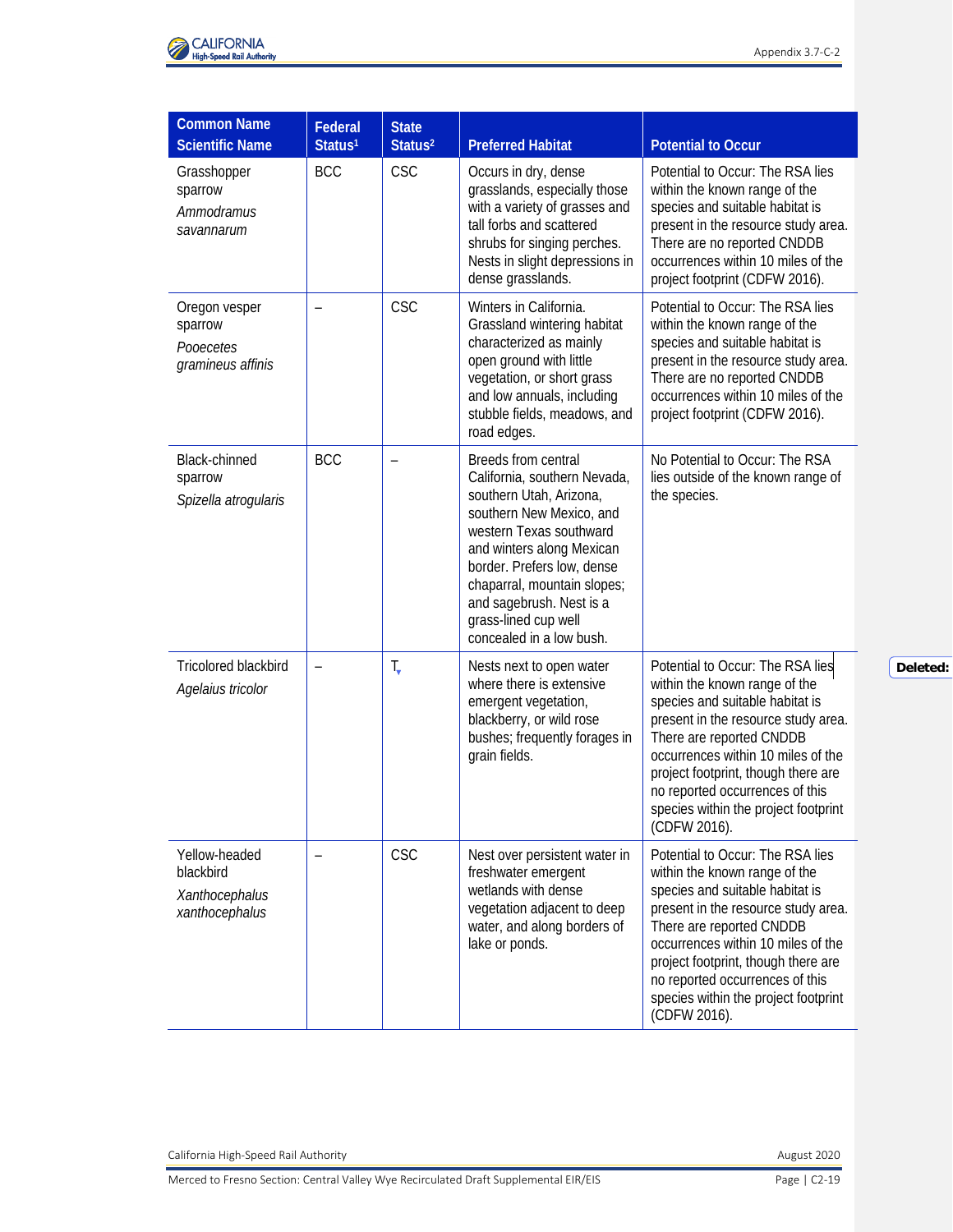| Common Name Scientific Name | Federal Status[1] | State Status[2] | Preferred Habitat | Potential to Occur |
|---|---|---|---|---|
| Grasshopper sparrow *Ammodramus savannarum* | BCC | CSC | Occurs in dry, dense grasslands, especially those with a variety of grasses and tall forbs and scattered shrubs for singing perches. Nests in slight depressions in dense grasslands. | Potential to Occur: The RSA lies within the known range of the species and suitable habitat is present in the resource study area. There are no reported CNDDB occurrences within 10 miles of the project footprint (CDFW 2016). |
| Oregon vesper sparrow *Pooecetes gramineus affinis* | – | CSC | Winters in California. Grassland wintering habitat characterized as mainly open ground with little vegetation, or short grass and low annuals, including stubble fields, meadows, and road edges. | Potential to Occur: The RSA lies within the known range of the species and suitable habitat is present in the resource study area. There are no reported CNDDB occurrences within 10 miles of the project footprint (CDFW 2016). |
| Black-chinned sparrow *Spizella atrogularis* | BCC | – | Breeds from central California, southern Nevada, southern Utah, Arizona, southern New Mexico, and western Texas southward and winters along Mexican border. Prefers low, dense chaparral, mountain slopes; and sagebrush. Nest is a grass-lined cup well concealed in a low bush. | No Potential to Occur: The RSA lies outside of the known range of the species. |
| Tricolored blackbird *Agelaius tricolor* | – | T | Nests next to open water where there is extensive emergent vegetation, blackberry, or wild rose bushes; frequently forages in grain fields. | Potential to Occur: The RSA lies within the known range of the species and suitable habitat is present in the resource study area. There are reported CNDDB occurrences within 10 miles of the project footprint, though there are no reported occurrences of this species within the project footprint (CDFW 2016). |
| Yellow-headed blackbird *Xanthocephalus xanthocephalus* | – | CSC | Nest over persistent water in freshwater emergent wetlands with dense vegetation adjacent to deep water, and along borders of lake or ponds. | Potential to Occur: The RSA lies within the known range of the species and suitable habitat is present in the resource study area. There are reported CNDDB occurrences within 10 miles of the project footprint, though there are no reported occurrences of this species within the project footprint (CDFW 2016). |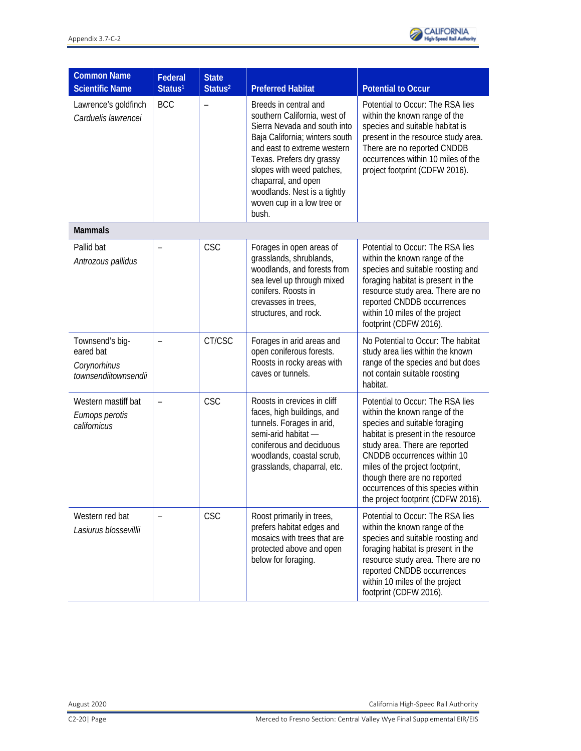| Common Name Scientific Name | Federal Status[1] | State Status[2] | Preferred Habitat | Potential to Occur |
|---|---|---|---|---|
| Lawrence's goldfinch *Carduelis lawrencei* | BCC | – | Breeds in central and southern California, west of Sierra Nevada and south into Baja California; winters south and east to extreme western Texas. Prefers dry grassy slopes with weed patches, chaparral, and open woodlands. Nest is a tightly woven cup in a low tree or bush. | Potential to Occur: The RSA lies within the known range of the species and suitable habitat is present in the resource study area. There are no reported CNDDB occurrences within 10 miles of the project footprint (CDFW 2016). |
| **Mammals** | | | | |
| Pallid bat *Antrozous pallidus* | – | CSC | Forages in open areas of grasslands, shrublands, woodlands, and forests from sea level up through mixed conifers. Roosts in crevasses in trees, structures, and rock. | Potential to Occur: The RSA lies within the known range of the species and suitable roosting and foraging habitat is present in the resource study area. There are no reported CNDDB occurrences within 10 miles of the project footprint (CDFW 2016). |
| Townsend's big-eared bat *Corynorhinus townsendiitownsendii* | – | CT/CSC | Forages in arid areas and open coniferous forests. Roosts in rocky areas with caves or tunnels. | No Potential to Occur: The habitat study area lies within the known range of the species and but does not contain suitable roosting habitat. |
| Western mastiff bat *Eumops perotis californicus* | – | CSC | Roosts in crevices in cliff faces, high buildings, and tunnels. Forages in arid, semi-arid habitat — coniferous and deciduous woodlands, coastal scrub, grasslands, chaparral, etc. | Potential to Occur: The RSA lies within the known range of the species and suitable foraging habitat is present in the resource study area. There are reported CNDDB occurrences within 10 miles of the project footprint, though there are no reported occurrences of this species within the project footprint (CDFW 2016). |
| Western red bat *Lasiurus blossevillii* | – | CSC | Roost primarily in trees, prefers habitat edges and mosaics with trees that are protected above and open below for foraging. | Potential to Occur: The RSA lies within the known range of the species and suitable roosting and foraging habitat is present in the resource study area. There are no reported CNDDB occurrences within 10 miles of the project footprint (CDFW 2016). |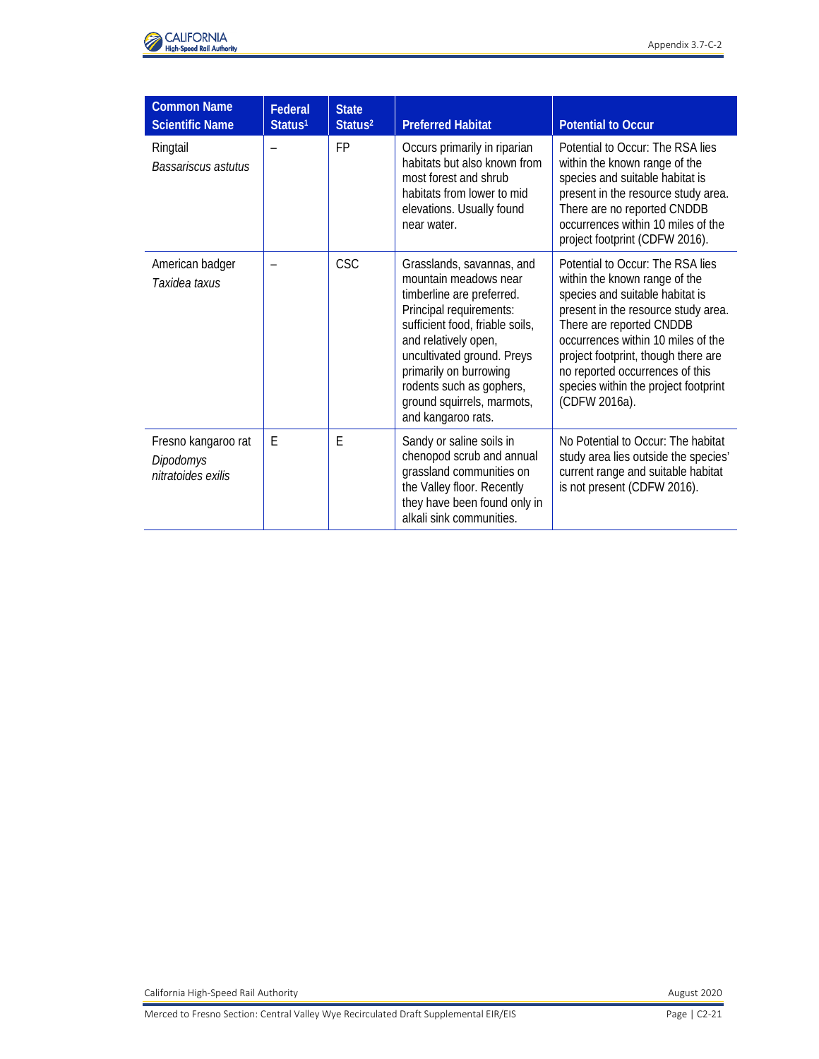| Common Name<br>Scientific Name | Federal Status[1] | State Status[2] | Preferred Habitat | Potential to Occur |
|---|---|---|---|---|
| Ringtail<br>*Bassariscus astutus* | – | FP | Occurs primarily in riparian habitats but also known from most forest and shrub habitats from lower to mid elevations. Usually found near water. | Potential to Occur: The RSA lies within the known range of the species and suitable habitat is present in the resource study area. There are no reported CNDDB occurrences within 10 miles of the project footprint (CDFW 2016). |
| American badger<br>*Taxidea taxus* | – | CSC | Grasslands, savannas, and mountain meadows near timberline are preferred. Principal requirements: sufficient food, friable soils, and relatively open, uncultivated ground. Preys primarily on burrowing rodents such as gophers, ground squirrels, marmots, and kangaroo rats. | Potential to Occur: The RSA lies within the known range of the species and suitable habitat is present in the resource study area. There are reported CNDDB occurrences within 10 miles of the project footprint, though there are no reported occurrences of this species within the project footprint (CDFW 2016a). |
| Fresno kangaroo rat<br>*Dipodomys nitratoides exilis* | E | E | Sandy or saline soils in chenopod scrub and annual grassland communities on the Valley floor. Recently they have been found only in alkali sink communities. | No Potential to Occur: The habitat study area lies outside the species' current range and suitable habitat is not present (CDFW 2016). |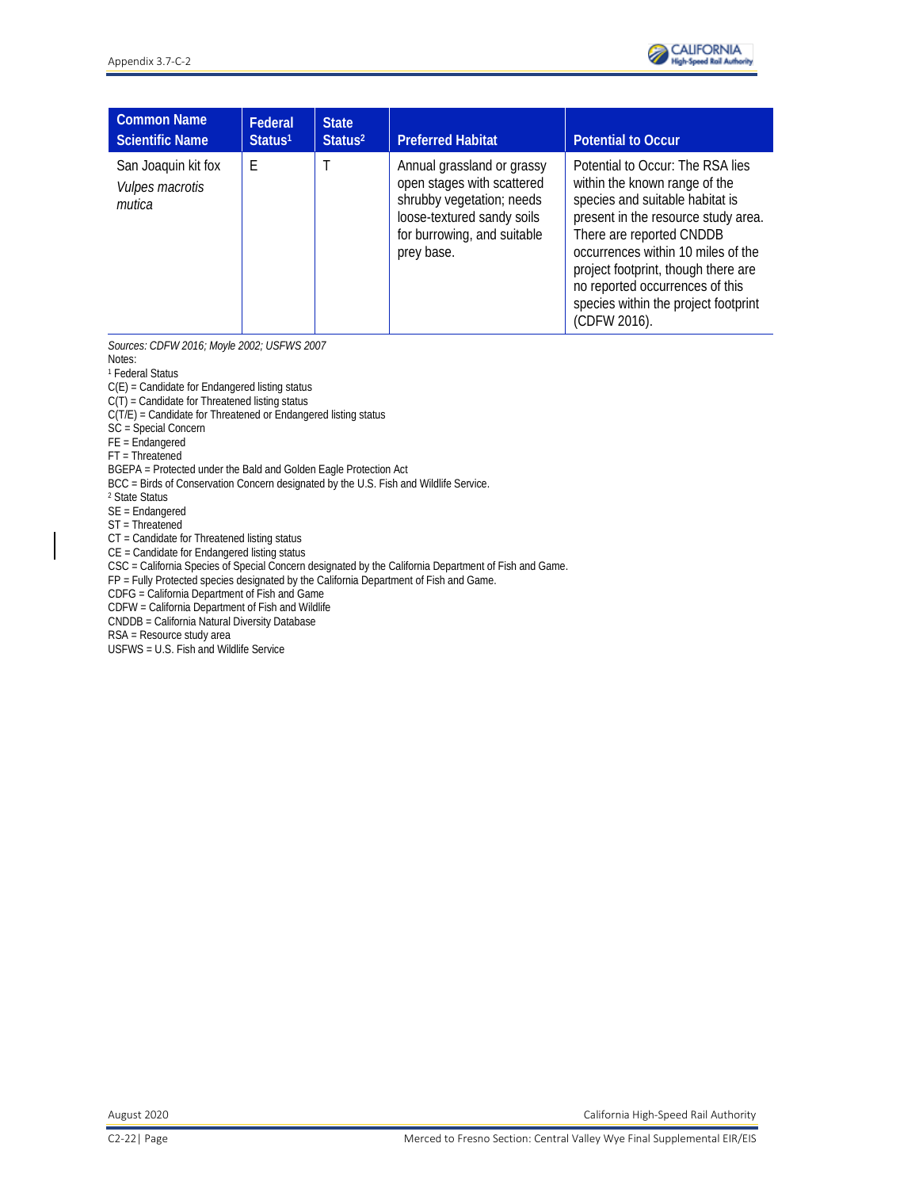| Common Name Scientific Name | Federal Status[1] | State Status[2] | Preferred Habitat | Potential to Occur |
|---|---|---|---|---|
| San Joaquin kit fox *Vulpes macrotis mutica* | E | T | Annual grassland or grassy open stages with scattered shrubby vegetation; needs loose-textured sandy soils for burrowing, and suitable prey base. | Potential to Occur: The RSA lies within the known range of the species and suitable habitat is present in the resource study area. There are reported CNDDB occurrences within 10 miles of the project footprint, though there are no reported occurrences of this species within the project footprint (CDFW 2016). |

*Sources: CDFW 2016; Moyle 2002; USFWS 2007*

Notes:

[1] Federal Status

C(E) = Candidate for Endangered listing status

C(T) = Candidate for Threatened listing status

C(T/E) = Candidate for Threatened or Endangered listing status

SC = Special Concern

FE = Endangered

FT = Threatened

BGEPA = Protected under the Bald and Golden Eagle Protection Act

BCC = Birds of Conservation Concern designated by the U.S. Fish and Wildlife Service.

[2] State Status

SE = Endangered

ST = Threatened

CT = Candidate for Threatened listing status

CE = Candidate for Endangered listing status

CSC = California Species of Special Concern designated by the California Department of Fish and Game.

FP = Fully Protected species designated by the California Department of Fish and Game.

CDFG = California Department of Fish and Game

CDFW = California Department of Fish and Wildlife

CNDDB = California Natural Diversity Database

RSA = Resource study area

USFWS = U.S. Fish and Wildlife Service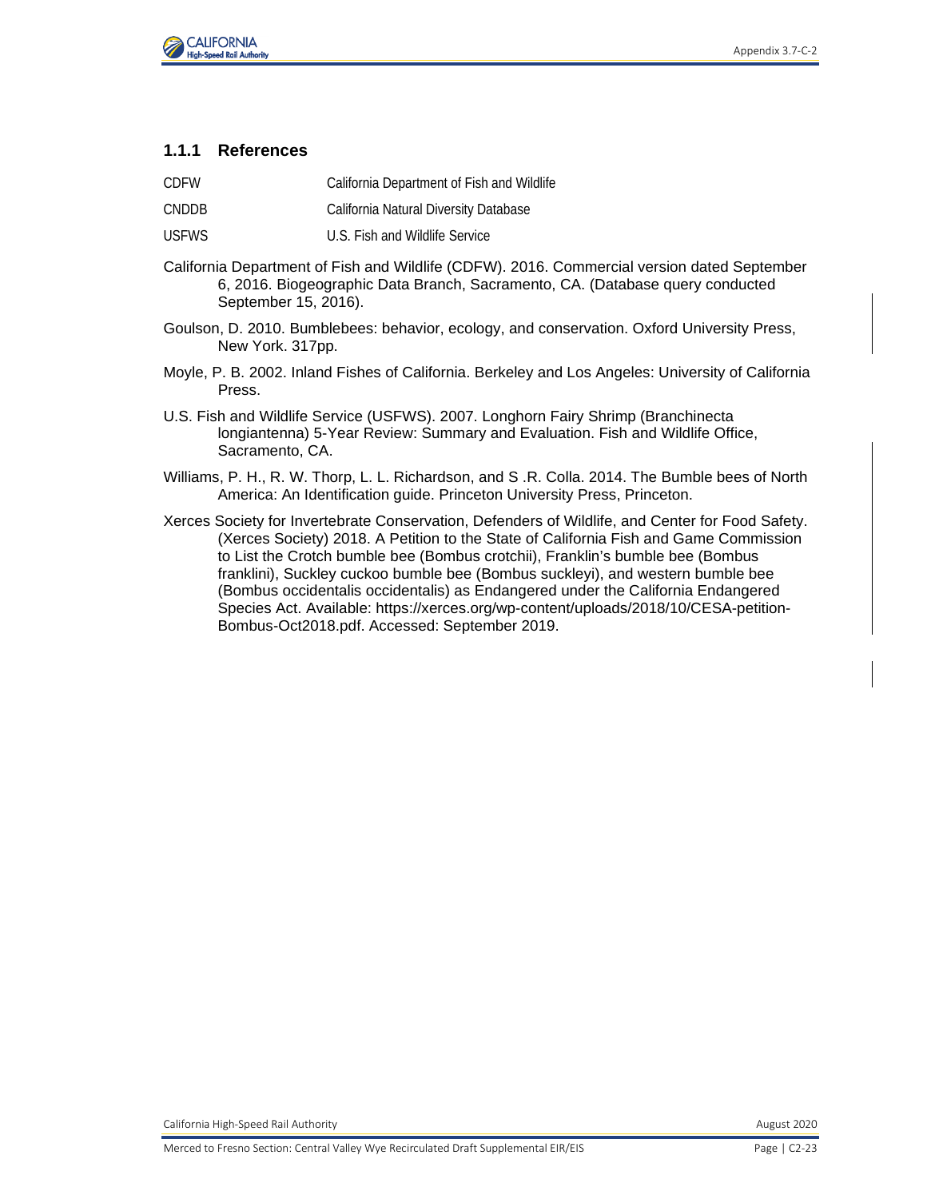### 1.1.1 References

| | |
|---|---|
| CDFW | California Department of Fish and Wildlife |
| CNDDB | California Natural Diversity Database |
| USFWS | U.S. Fish and Wildlife Service |

California Department of Fish and Wildlife (CDFW). 2016. Commercial version dated September 6, 2016. Biogeographic Data Branch, Sacramento, CA. (Database query conducted September 15, 2016).

Goulson, D. 2010. Bumblebees: behavior, ecology, and conservation. Oxford University Press, New York. 317pp.

Moyle, P. B. 2002. Inland Fishes of California. Berkeley and Los Angeles: University of California Press.

U.S. Fish and Wildlife Service (USFWS). 2007. Longhorn Fairy Shrimp (Branchinecta longiantenna) 5-Year Review: Summary and Evaluation. Fish and Wildlife Office, Sacramento, CA.

Williams, P. H., R. W. Thorp, L. L. Richardson, and S .R. Colla. 2014. The Bumble bees of North America: An Identification guide. Princeton University Press, Princeton.

Xerces Society for Invertebrate Conservation, Defenders of Wildlife, and Center for Food Safety. (Xerces Society) 2018. A Petition to the State of California Fish and Game Commission to List the Crotch bumble bee (Bombus crotchii), Franklin's bumble bee (Bombus franklini), Suckley cuckoo bumble bee (Bombus suckleyi), and western bumble bee (Bombus occidentalis occidentalis) as Endangered under the California Endangered Species Act. Available: https://xerces.org/wp-content/uploads/2018/10/CESA-petition-Bombus-Oct2018.pdf. Accessed: September 2019.